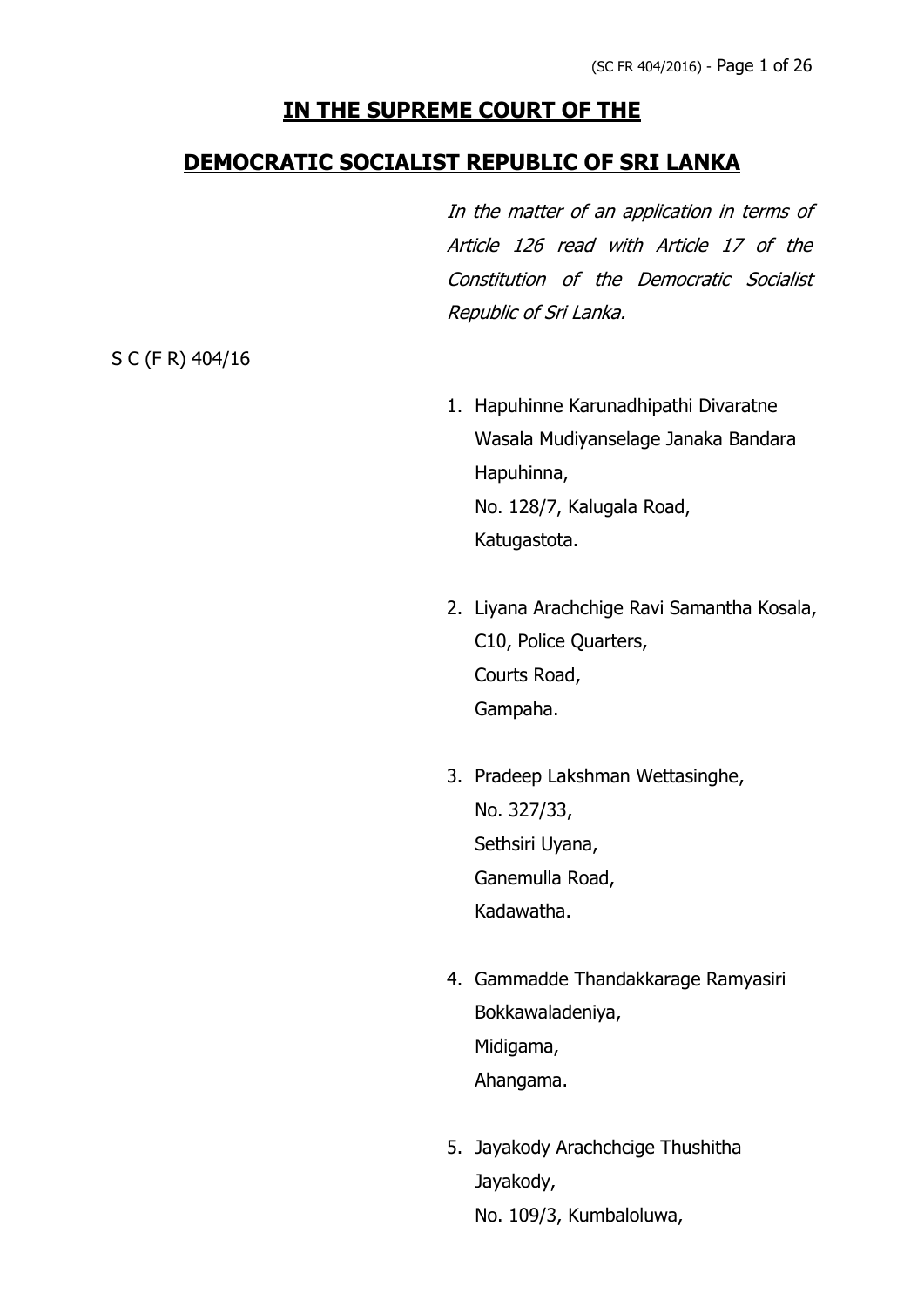# IN THE SUPREME COURT OF THE

# DEMOCRATIC SOCIALIST REPUBLIC OF SRI LANKA

*In the matter of an application in terms of Article 126 read with Article 17 of the Constitution of the Democratic Socialist Republic of Sri Lanka.*

S C (F R) 404/16

1. Hapuhinne Karunadhipathi Divaratne Wasala Mudiyanselage Janaka Bandara Hapuhinna,
   No. 128/7, Kalugala Road,
   Katugastota.

2. Liyana Arachchige Ravi Samantha Kosala,
   C10, Police Quarters,
   Courts Road,
   Gampaha.

3. Pradeep Lakshman Wettasinghe,
   No. 327/33,
   Sethsiri Uyana,
   Ganemulla Road,
   Kadawatha.

4. Gammadde Thandakkarage Ramyasiri
   Bokkawaladeniya,
   Midigama,
   Ahangama.

5. Jayakody Arachchcige Thushitha Jayakody,
   No. 109/3, Kumbaloluwa,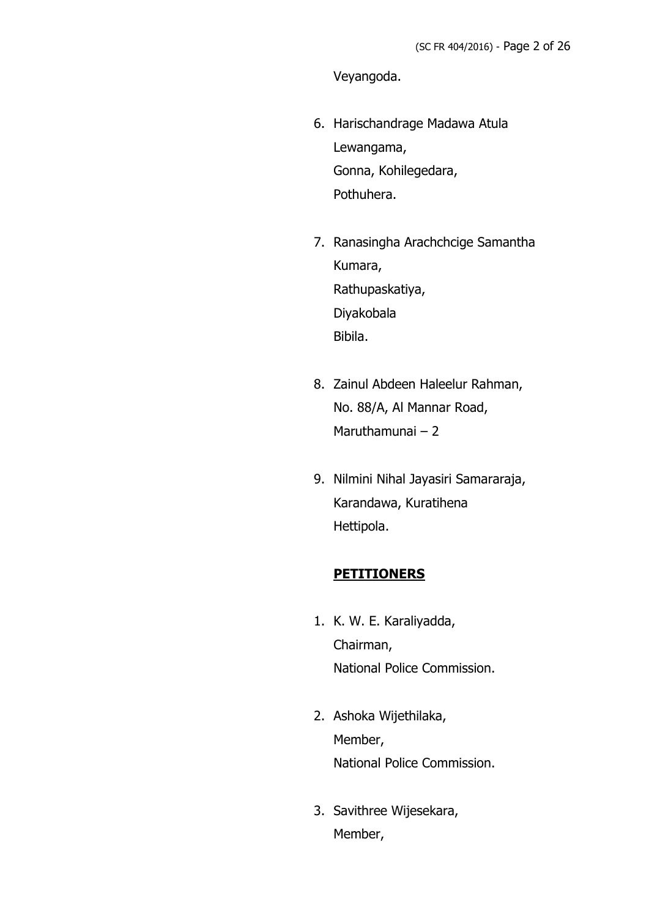Veyangoda.

6. Harischandrage Madawa Atula
   Lewangama,
   Gonna, Kohilegedara,
   Pothuhera.

7. Ranasingha Arachchcige Samantha
   Kumara,
   Rathupaskatiya,
   Diyakobala
   Bibila.

8. Zainul Abdeen Haleelur Rahman,
   No. 88/A, Al Mannar Road,
   Maruthamunai – 2

9. Nilmini Nihal Jayasiri Samararaja,
   Karandawa, Kuratihena
   Hettipola.

**PETITIONERS**

1. K. W. E. Karaliyadda,
   Chairman,
   National Police Commission.

2. Ashoka Wijethilaka,
   Member,
   National Police Commission.

3. Savithree Wijesekara,
   Member,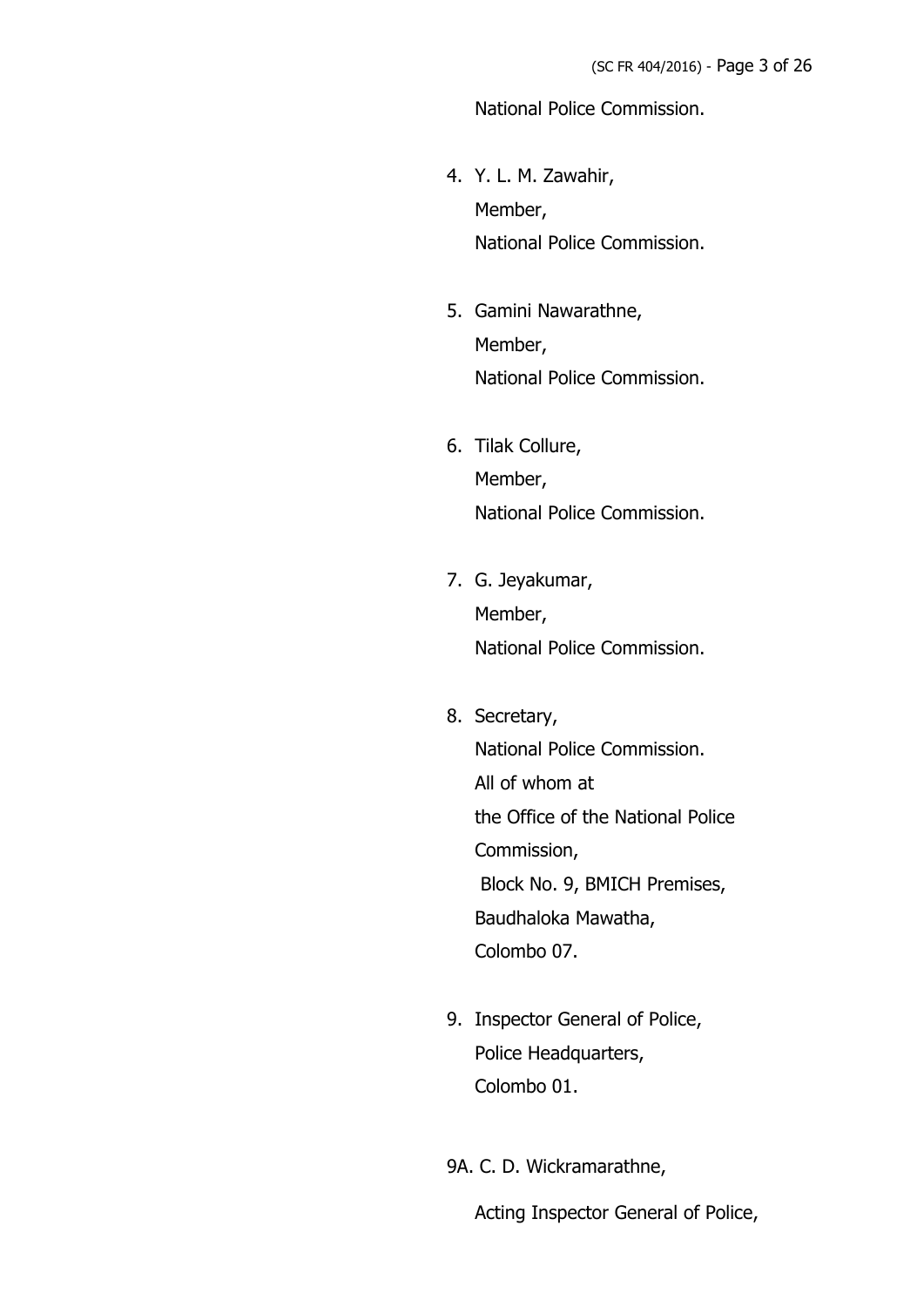National Police Commission.

4. Y. L. M. Zawahir,
   Member,
   National Police Commission.

5. Gamini Nawarathne,
   Member,
   National Police Commission.

6. Tilak Collure,
   Member,
   National Police Commission.

7. G. Jeyakumar,
   Member,
   National Police Commission.

8. Secretary,
   National Police Commission.
   All of whom at
   the Office of the National Police
   Commission,
   Block No. 9, BMICH Premises,
   Baudhaloka Mawatha,
   Colombo 07.

9. Inspector General of Police,
   Police Headquarters,
   Colombo 01.

9A. C. D. Wickramarathne,

   Acting Inspector General of Police,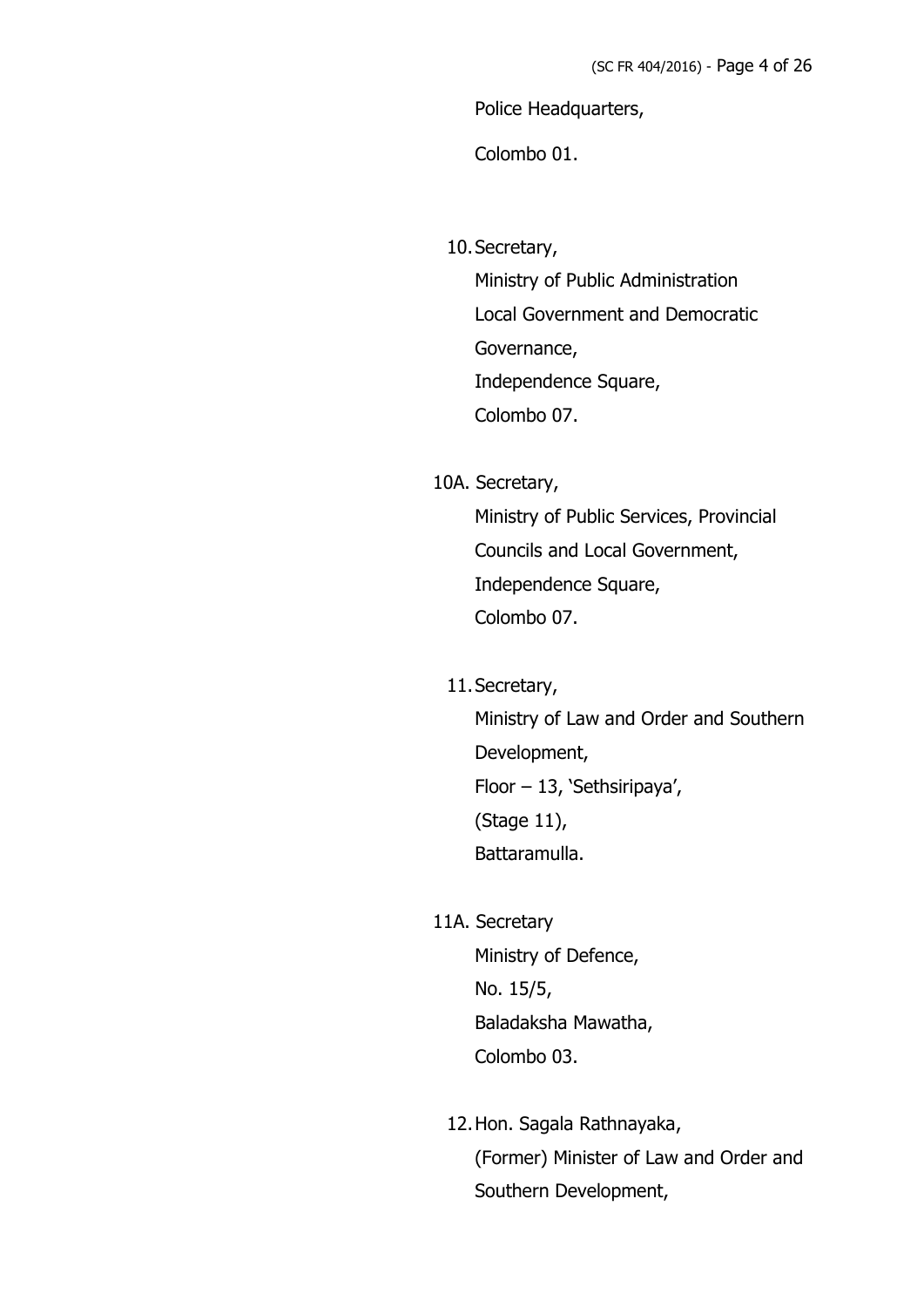Police Headquarters,

Colombo 01.

10. Secretary,

    Ministry of Public Administration

    Local Government and Democratic

    Governance,

    Independence Square,

    Colombo 07.

10A. Secretary,

    Ministry of Public Services, Provincial

    Councils and Local Government,

    Independence Square,

    Colombo 07.

11. Secretary,

    Ministry of Law and Order and Southern

    Development,

    Floor – 13, 'Sethsiripaya',

    (Stage 11),

    Battaramulla.

11A. Secretary

    Ministry of Defence,

    No. 15/5,

    Baladaksha Mawatha,

    Colombo 03.

12. Hon. Sagala Rathnayaka,

    (Former) Minister of Law and Order and

    Southern Development,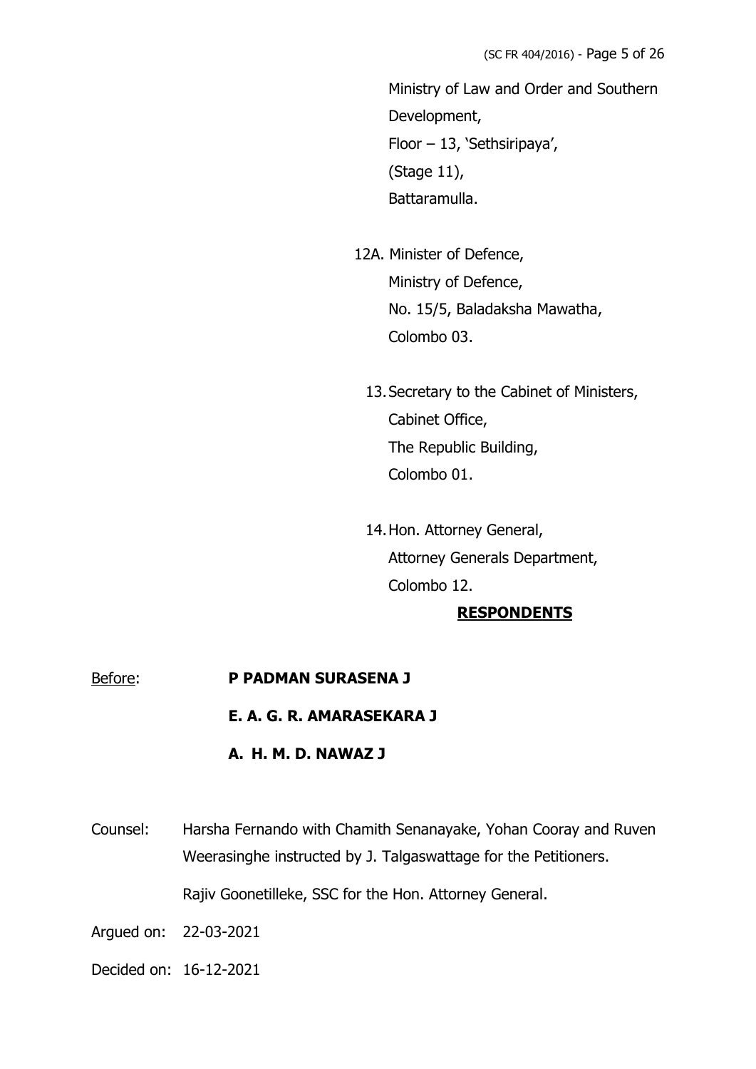Ministry of Law and Order and Southern Development,
Floor – 13, 'Sethsiripaya',
(Stage 11),
Battaramulla.

12A. Minister of Defence,
Ministry of Defence,
No. 15/5, Baladaksha Mawatha,
Colombo 03.

13. Secretary to the Cabinet of Ministers,
Cabinet Office,
The Republic Building,
Colombo 01.

14. Hon. Attorney General,
Attorney Generals Department,
Colombo 12.

**RESPONDENTS**

Before: **P PADMAN SURASENA J**

**E. A. G. R. AMARASEKARA J**

**A. H. M. D. NAWAZ J**

Counsel: Harsha Fernando with Chamith Senanayake, Yohan Cooray and Ruven Weerasinghe instructed by J. Talgaswattage for the Petitioners.

Rajiv Goonetilleke, SSC for the Hon. Attorney General.

Argued on: 22-03-2021

Decided on: 16-12-2021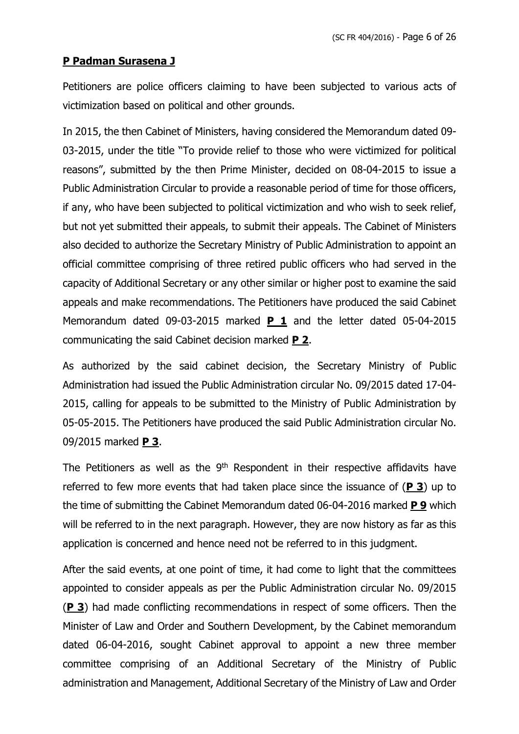**P Padman Surasena J**

Petitioners are police officers claiming to have been subjected to various acts of victimization based on political and other grounds.

In 2015, the then Cabinet of Ministers, having considered the Memorandum dated 09-03-2015, under the title "To provide relief to those who were victimized for political reasons", submitted by the then Prime Minister, decided on 08-04-2015 to issue a Public Administration Circular to provide a reasonable period of time for those officers, if any, who have been subjected to political victimization and who wish to seek relief, but not yet submitted their appeals, to submit their appeals. The Cabinet of Ministers also decided to authorize the Secretary Ministry of Public Administration to appoint an official committee comprising of three retired public officers who had served in the capacity of Additional Secretary or any other similar or higher post to examine the said appeals and make recommendations. The Petitioners have produced the said Cabinet Memorandum dated 09-03-2015 marked **P 1** and the letter dated 05-04-2015 communicating the said Cabinet decision marked **P 2**.

As authorized by the said cabinet decision, the Secretary Ministry of Public Administration had issued the Public Administration circular No. 09/2015 dated 17-04-2015, calling for appeals to be submitted to the Ministry of Public Administration by 05-05-2015. The Petitioners have produced the said Public Administration circular No. 09/2015 marked **P 3**.

The Petitioners as well as the 9th Respondent in their respective affidavits have referred to few more events that had taken place since the issuance of (**P 3**) up to the time of submitting the Cabinet Memorandum dated 06-04-2016 marked **P 9** which will be referred to in the next paragraph. However, they are now history as far as this application is concerned and hence need not be referred to in this judgment.

After the said events, at one point of time, it had come to light that the committees appointed to consider appeals as per the Public Administration circular No. 09/2015 (**P 3**) had made conflicting recommendations in respect of some officers. Then the Minister of Law and Order and Southern Development, by the Cabinet memorandum dated 06-04-2016, sought Cabinet approval to appoint a new three member committee comprising of an Additional Secretary of the Ministry of Public administration and Management, Additional Secretary of the Ministry of Law and Order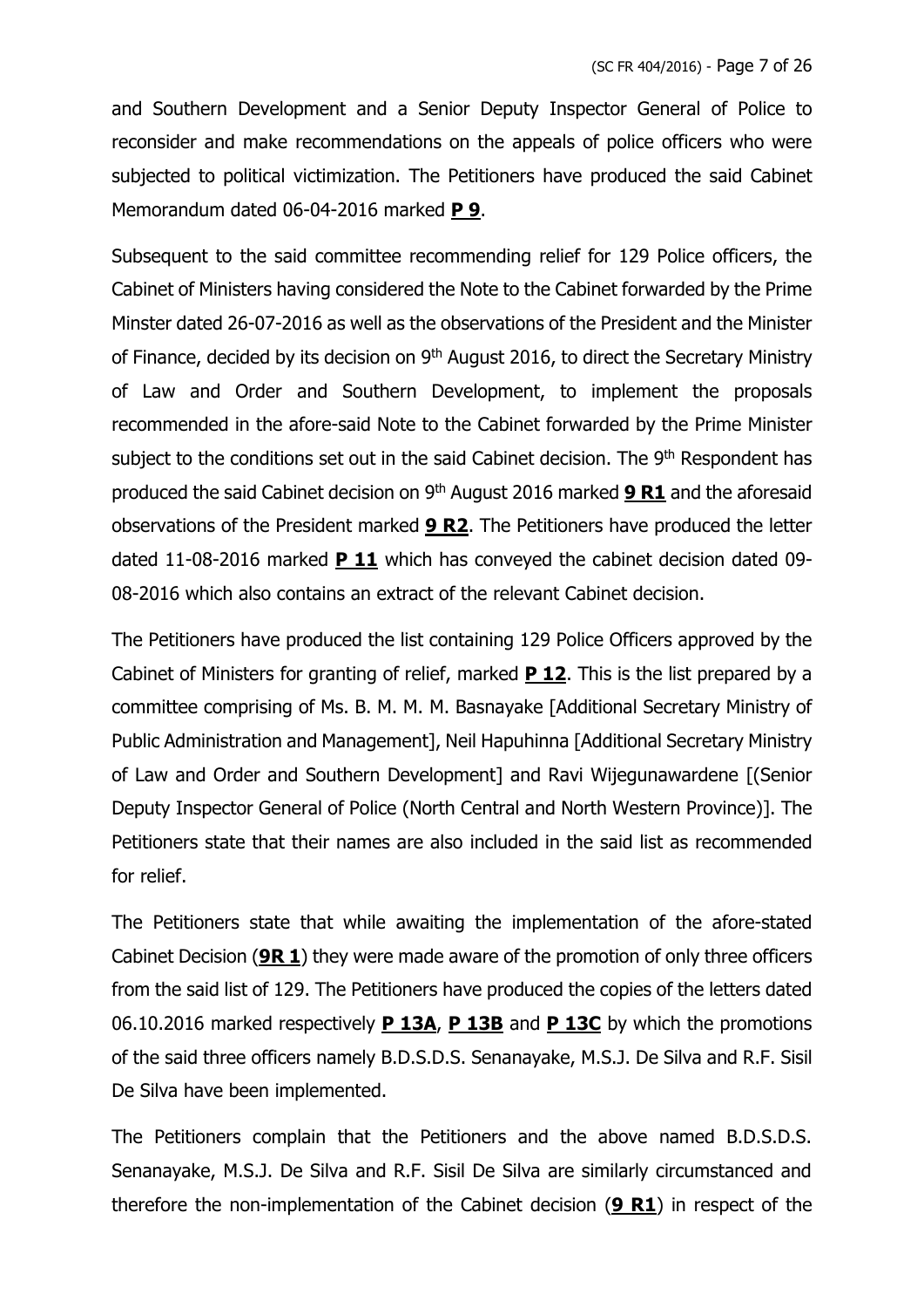and Southern Development and a Senior Deputy Inspector General of Police to reconsider and make recommendations on the appeals of police officers who were subjected to political victimization. The Petitioners have produced the said Cabinet Memorandum dated 06-04-2016 marked **P 9**.

Subsequent to the said committee recommending relief for 129 Police officers, the Cabinet of Ministers having considered the Note to the Cabinet forwarded by the Prime Minster dated 26-07-2016 as well as the observations of the President and the Minister of Finance, decided by its decision on 9th August 2016, to direct the Secretary Ministry of Law and Order and Southern Development, to implement the proposals recommended in the afore-said Note to the Cabinet forwarded by the Prime Minister subject to the conditions set out in the said Cabinet decision. The 9th Respondent has produced the said Cabinet decision on 9th August 2016 marked **9 R1** and the aforesaid observations of the President marked **9 R2**. The Petitioners have produced the letter dated 11-08-2016 marked **P 11** which has conveyed the cabinet decision dated 09-08-2016 which also contains an extract of the relevant Cabinet decision.

The Petitioners have produced the list containing 129 Police Officers approved by the Cabinet of Ministers for granting of relief, marked **P 12**. This is the list prepared by a committee comprising of Ms. B. M. M. M. Basnayake [Additional Secretary Ministry of Public Administration and Management], Neil Hapuhinna [Additional Secretary Ministry of Law and Order and Southern Development] and Ravi Wijegunawardene [(Senior Deputy Inspector General of Police (North Central and North Western Province)]. The Petitioners state that their names are also included in the said list as recommended for relief.

The Petitioners state that while awaiting the implementation of the afore-stated Cabinet Decision (**9R 1**) they were made aware of the promotion of only three officers from the said list of 129. The Petitioners have produced the copies of the letters dated 06.10.2016 marked respectively **P 13A**, **P 13B** and **P 13C** by which the promotions of the said three officers namely B.D.S.D.S. Senanayake, M.S.J. De Silva and R.F. Sisil De Silva have been implemented.

The Petitioners complain that the Petitioners and the above named B.D.S.D.S. Senanayake, M.S.J. De Silva and R.F. Sisil De Silva are similarly circumstanced and therefore the non-implementation of the Cabinet decision (**9 R1**) in respect of the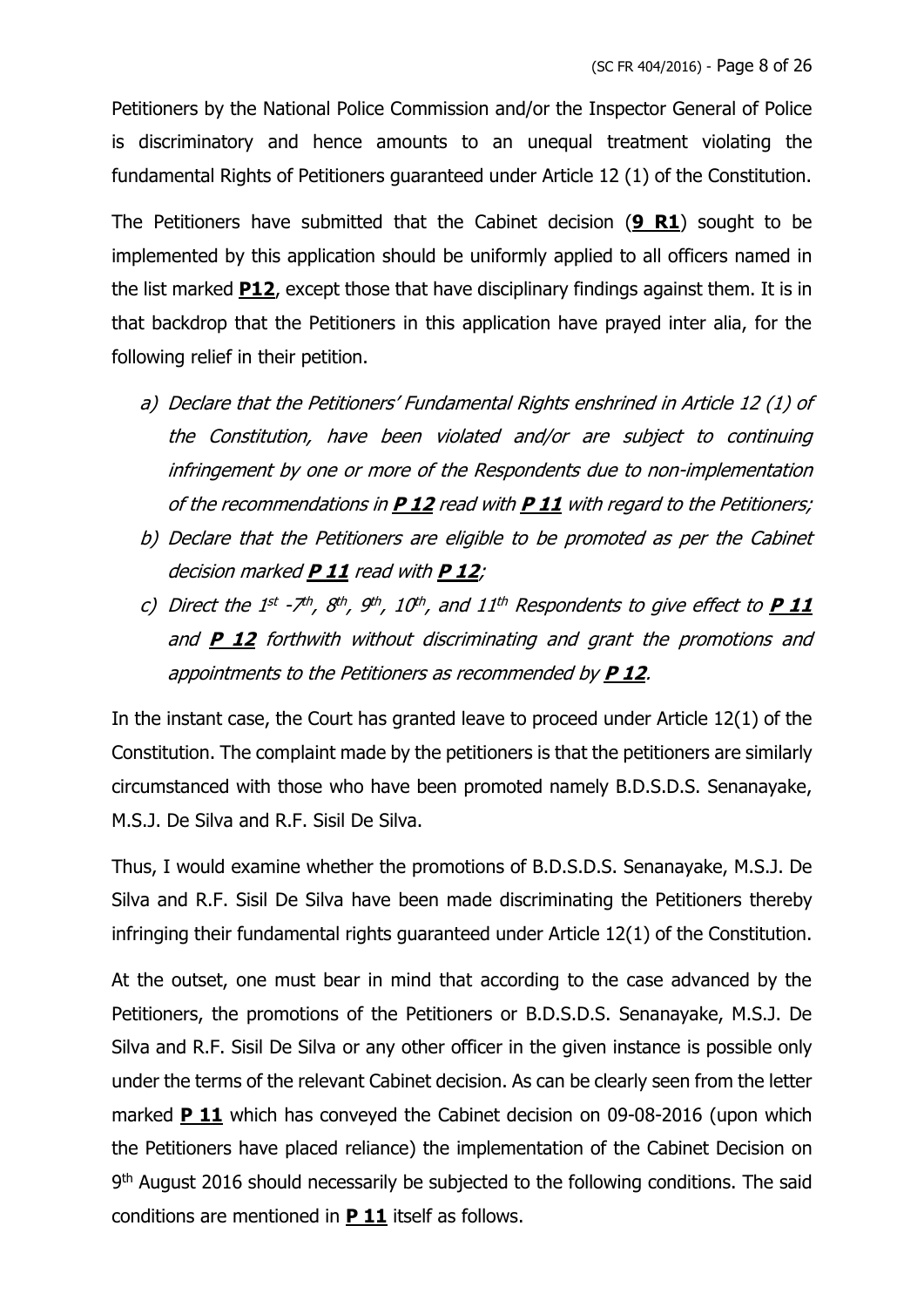Petitioners by the National Police Commission and/or the Inspector General of Police is discriminatory and hence amounts to an unequal treatment violating the fundamental Rights of Petitioners guaranteed under Article 12 (1) of the Constitution.

The Petitioners have submitted that the Cabinet decision (**9 R1**) sought to be implemented by this application should be uniformly applied to all officers named in the list marked **P12**, except those that have disciplinary findings against them. It is in that backdrop that the Petitioners in this application have prayed inter alia, for the following relief in their petition.

a) *Declare that the Petitioners' Fundamental Rights enshrined in Article 12 (1) of the Constitution, have been violated and/or are subject to continuing infringement by one or more of the Respondents due to non-implementation of the recommendations in* ***P 12*** *read with* ***P 11*** *with regard to the Petitioners;*
b) *Declare that the Petitioners are eligible to be promoted as per the Cabinet decision marked* ***P 11*** *read with* ***P 12****;*
c) *Direct the 1st -7th, 8th, 9th, 10th, and 11th Respondents to give effect to* ***P 11*** *and* ***P 12*** *forthwith without discriminating and grant the promotions and appointments to the Petitioners as recommended by* ***P 12****.*

In the instant case, the Court has granted leave to proceed under Article 12(1) of the Constitution. The complaint made by the petitioners is that the petitioners are similarly circumstanced with those who have been promoted namely B.D.S.D.S. Senanayake, M.S.J. De Silva and R.F. Sisil De Silva.

Thus, I would examine whether the promotions of B.D.S.D.S. Senanayake, M.S.J. De Silva and R.F. Sisil De Silva have been made discriminating the Petitioners thereby infringing their fundamental rights guaranteed under Article 12(1) of the Constitution.

At the outset, one must bear in mind that according to the case advanced by the Petitioners, the promotions of the Petitioners or B.D.S.D.S. Senanayake, M.S.J. De Silva and R.F. Sisil De Silva or any other officer in the given instance is possible only under the terms of the relevant Cabinet decision. As can be clearly seen from the letter marked **P 11** which has conveyed the Cabinet decision on 09-08-2016 (upon which the Petitioners have placed reliance) the implementation of the Cabinet Decision on 9th August 2016 should necessarily be subjected to the following conditions. The said conditions are mentioned in **P 11** itself as follows.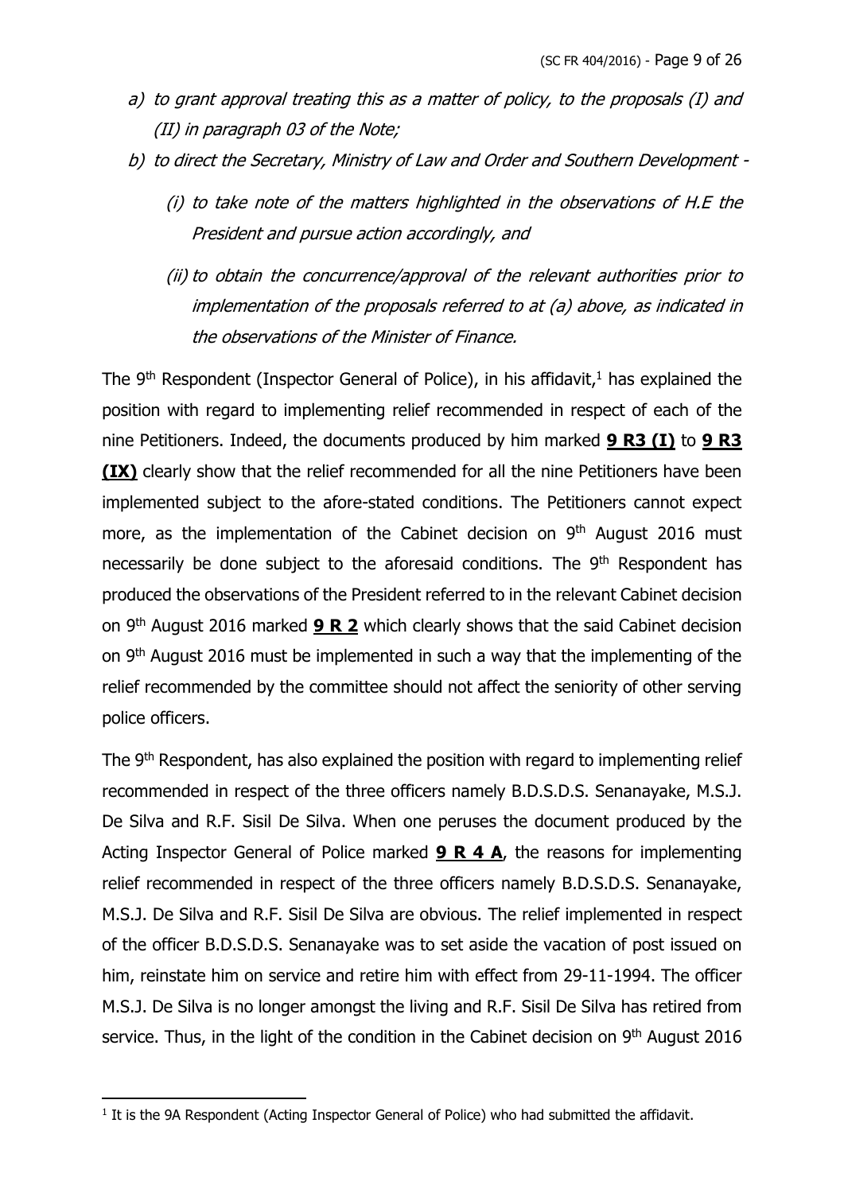*a) to grant approval treating this as a matter of policy, to the proposals (I) and (II) in paragraph 03 of the Note;*

*b) to direct the Secretary, Ministry of Law and Order and Southern Development -*

*(i) to take note of the matters highlighted in the observations of H.E the President and pursue action accordingly, and*

*(ii) to obtain the concurrence/approval of the relevant authorities prior to implementation of the proposals referred to at (a) above, as indicated in the observations of the Minister of Finance.*

The 9th Respondent (Inspector General of Police), in his affidavit,[1] has explained the position with regard to implementing relief recommended in respect of each of the nine Petitioners. Indeed, the documents produced by him marked **9 R3 (I)** to **9 R3 (IX)** clearly show that the relief recommended for all the nine Petitioners have been implemented subject to the afore-stated conditions. The Petitioners cannot expect more, as the implementation of the Cabinet decision on 9th August 2016 must necessarily be done subject to the aforesaid conditions. The 9th Respondent has produced the observations of the President referred to in the relevant Cabinet decision on 9th August 2016 marked **9 R 2** which clearly shows that the said Cabinet decision on 9th August 2016 must be implemented in such a way that the implementing of the relief recommended by the committee should not affect the seniority of other serving police officers.

The 9th Respondent, has also explained the position with regard to implementing relief recommended in respect of the three officers namely B.D.S.D.S. Senanayake, M.S.J. De Silva and R.F. Sisil De Silva. When one peruses the document produced by the Acting Inspector General of Police marked **9 R 4 A**, the reasons for implementing relief recommended in respect of the three officers namely B.D.S.D.S. Senanayake, M.S.J. De Silva and R.F. Sisil De Silva are obvious. The relief implemented in respect of the officer B.D.S.D.S. Senanayake was to set aside the vacation of post issued on him, reinstate him on service and retire him with effect from 29-11-1994. The officer M.S.J. De Silva is no longer amongst the living and R.F. Sisil De Silva has retired from service. Thus, in the light of the condition in the Cabinet decision on 9th August 2016

[1] It is the 9A Respondent (Acting Inspector General of Police) who had submitted the affidavit.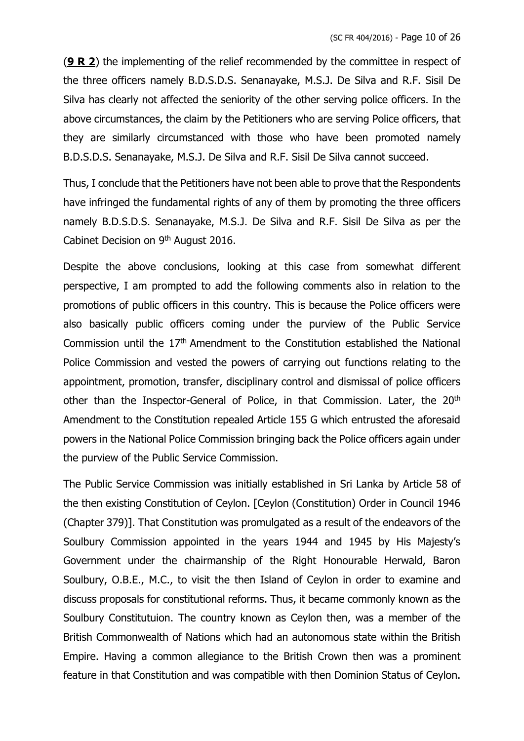(**9 R 2**) the implementing of the relief recommended by the committee in respect of the three officers namely B.D.S.D.S. Senanayake, M.S.J. De Silva and R.F. Sisil De Silva has clearly not affected the seniority of the other serving police officers. In the above circumstances, the claim by the Petitioners who are serving Police officers, that they are similarly circumstanced with those who have been promoted namely B.D.S.D.S. Senanayake, M.S.J. De Silva and R.F. Sisil De Silva cannot succeed.

Thus, I conclude that the Petitioners have not been able to prove that the Respondents have infringed the fundamental rights of any of them by promoting the three officers namely B.D.S.D.S. Senanayake, M.S.J. De Silva and R.F. Sisil De Silva as per the Cabinet Decision on 9th August 2016.

Despite the above conclusions, looking at this case from somewhat different perspective, I am prompted to add the following comments also in relation to the promotions of public officers in this country. This is because the Police officers were also basically public officers coming under the purview of the Public Service Commission until the 17th Amendment to the Constitution established the National Police Commission and vested the powers of carrying out functions relating to the appointment, promotion, transfer, disciplinary control and dismissal of police officers other than the Inspector-General of Police, in that Commission. Later, the 20th Amendment to the Constitution repealed Article 155 G which entrusted the aforesaid powers in the National Police Commission bringing back the Police officers again under the purview of the Public Service Commission.

The Public Service Commission was initially established in Sri Lanka by Article 58 of the then existing Constitution of Ceylon. [Ceylon (Constitution) Order in Council 1946 (Chapter 379)]. That Constitution was promulgated as a result of the endeavors of the Soulbury Commission appointed in the years 1944 and 1945 by His Majesty's Government under the chairmanship of the Right Honourable Herwald, Baron Soulbury, O.B.E., M.C., to visit the then Island of Ceylon in order to examine and discuss proposals for constitutional reforms. Thus, it became commonly known as the Soulbury Constitutuion. The country known as Ceylon then, was a member of the British Commonwealth of Nations which had an autonomous state within the British Empire. Having a common allegiance to the British Crown then was a prominent feature in that Constitution and was compatible with then Dominion Status of Ceylon.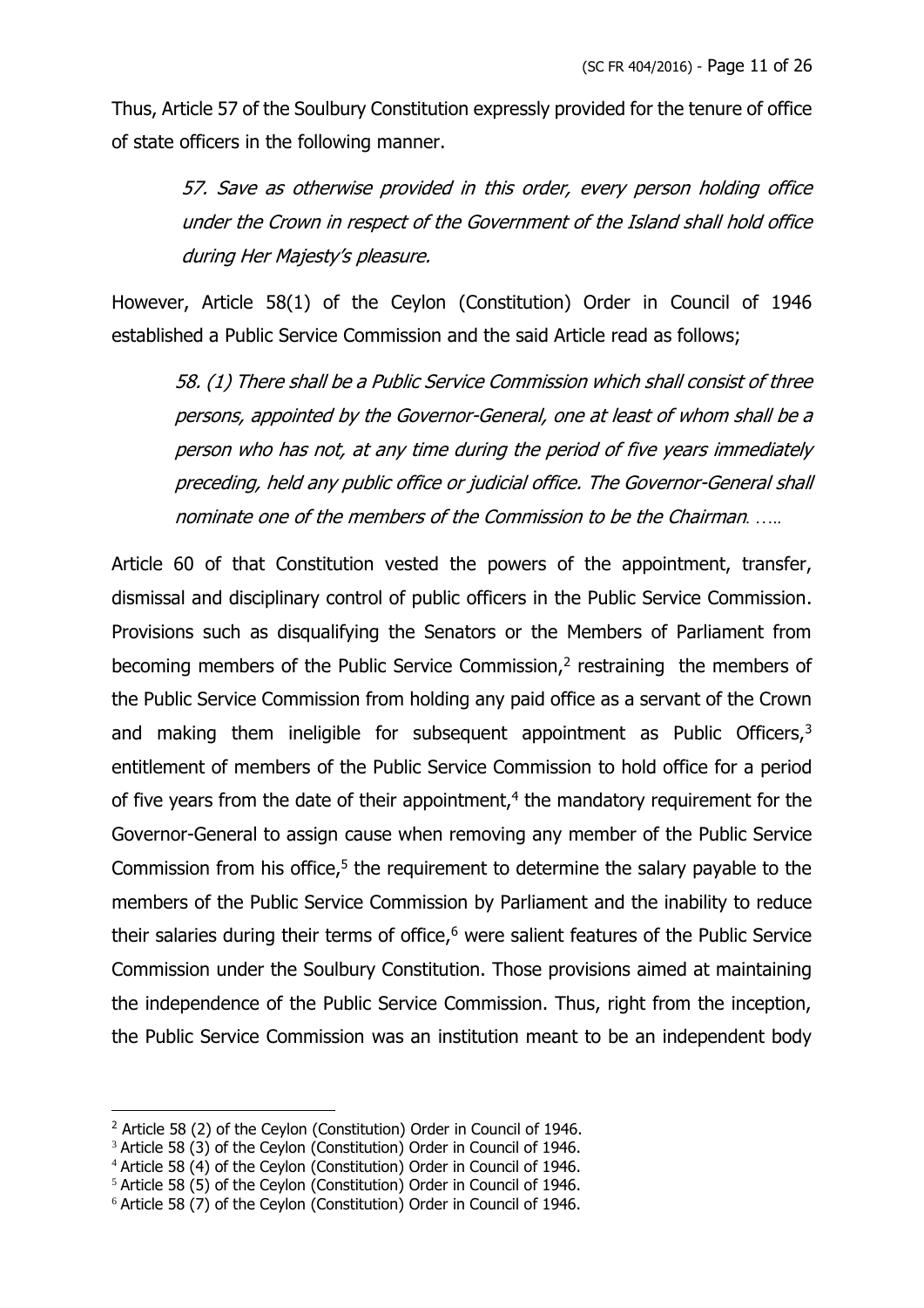Thus, Article 57 of the Soulbury Constitution expressly provided for the tenure of office of state officers in the following manner.

> *57. Save as otherwise provided in this order, every person holding office under the Crown in respect of the Government of the Island shall hold office during Her Majesty's pleasure.*

However, Article 58(1) of the Ceylon (Constitution) Order in Council of 1946 established a Public Service Commission and the said Article read as follows;

> *58. (1) There shall be a Public Service Commission which shall consist of three persons, appointed by the Governor-General, one at least of whom shall be a person who has not, at any time during the period of five years immediately preceding, held any public office or judicial office. The Governor-General shall nominate one of the members of the Commission to be the Chairman. …..*

Article 60 of that Constitution vested the powers of the appointment, transfer, dismissal and disciplinary control of public officers in the Public Service Commission. Provisions such as disqualifying the Senators or the Members of Parliament from becoming members of the Public Service Commission,[2] restraining the members of the Public Service Commission from holding any paid office as a servant of the Crown and making them ineligible for subsequent appointment as Public Officers,[3] entitlement of members of the Public Service Commission to hold office for a period of five years from the date of their appointment,[4] the mandatory requirement for the Governor-General to assign cause when removing any member of the Public Service Commission from his office,[5] the requirement to determine the salary payable to the members of the Public Service Commission by Parliament and the inability to reduce their salaries during their terms of office,[6] were salient features of the Public Service Commission under the Soulbury Constitution. Those provisions aimed at maintaining the independence of the Public Service Commission. Thus, right from the inception, the Public Service Commission was an institution meant to be an independent body

---

[2] Article 58 (2) of the Ceylon (Constitution) Order in Council of 1946.

[3] Article 58 (3) of the Ceylon (Constitution) Order in Council of 1946.

[4] Article 58 (4) of the Ceylon (Constitution) Order in Council of 1946.

[5] Article 58 (5) of the Ceylon (Constitution) Order in Council of 1946.

[6] Article 58 (7) of the Ceylon (Constitution) Order in Council of 1946.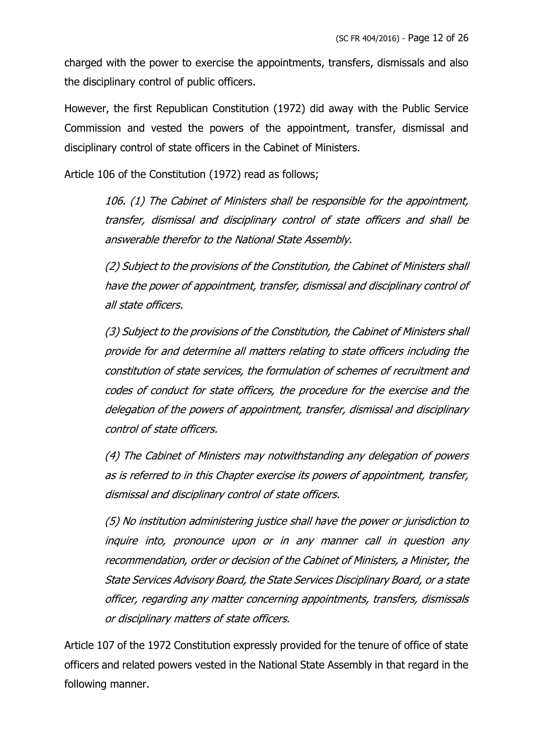charged with the power to exercise the appointments, transfers, dismissals and also the disciplinary control of public officers.

However, the first Republican Constitution (1972) did away with the Public Service Commission and vested the powers of the appointment, transfer, dismissal and disciplinary control of state officers in the Cabinet of Ministers.

Article 106 of the Constitution (1972) read as follows;

> *106. (1) The Cabinet of Ministers shall be responsible for the appointment, transfer, dismissal and disciplinary control of state officers and shall be answerable therefor to the National State Assembly.*
>
> *(2) Subject to the provisions of the Constitution, the Cabinet of Ministers shall have the power of appointment, transfer, dismissal and disciplinary control of all state officers.*
>
> *(3) Subject to the provisions of the Constitution, the Cabinet of Ministers shall provide for and determine all matters relating to state officers including the constitution of state services, the formulation of schemes of recruitment and codes of conduct for state officers, the procedure for the exercise and the delegation of the powers of appointment, transfer, dismissal and disciplinary control of state officers.*
>
> *(4) The Cabinet of Ministers may notwithstanding any delegation of powers as is referred to in this Chapter exercise its powers of appointment, transfer, dismissal and disciplinary control of state officers.*
>
> *(5) No institution administering justice shall have the power or jurisdiction to inquire into, pronounce upon or in any manner call in question any recommendation, order or decision of the Cabinet of Ministers, a Minister, the State Services Advisory Board, the State Services Disciplinary Board, or a state officer, regarding any matter concerning appointments, transfers, dismissals or disciplinary matters of state officers.*

Article 107 of the 1972 Constitution expressly provided for the tenure of office of state officers and related powers vested in the National State Assembly in that regard in the following manner.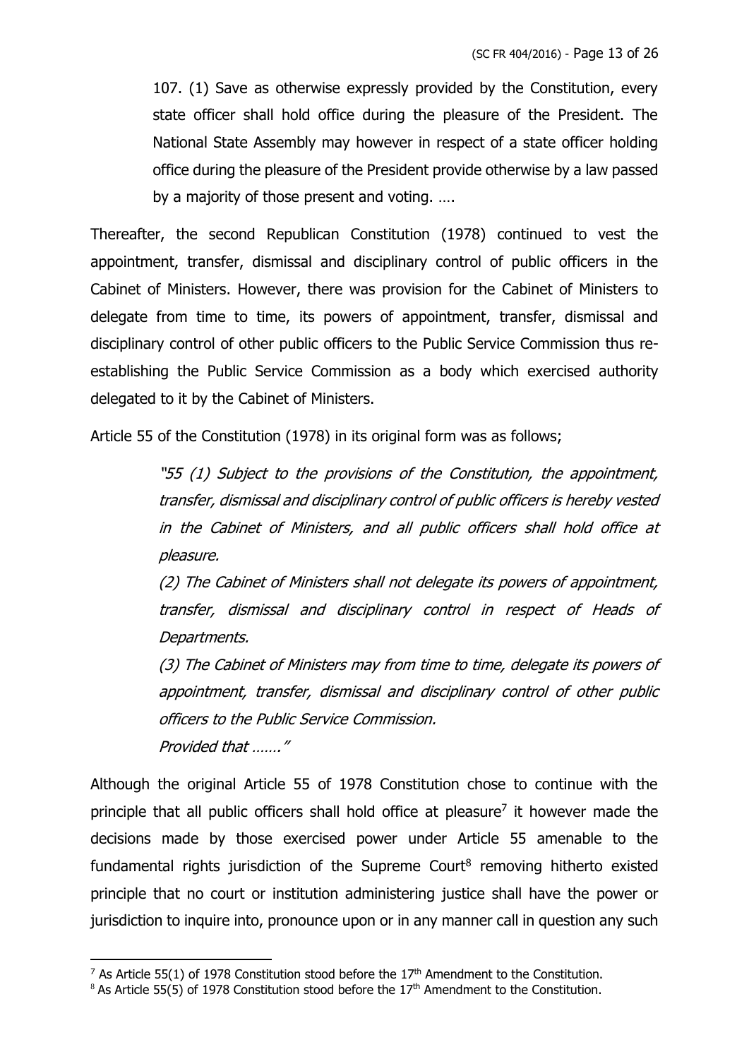> 107. (1) Save as otherwise expressly provided by the Constitution, every state officer shall hold office during the pleasure of the President. The National State Assembly may however in respect of a state officer holding office during the pleasure of the President provide otherwise by a law passed by a majority of those present and voting. ….

Thereafter, the second Republican Constitution (1978) continued to vest the appointment, transfer, dismissal and disciplinary control of public officers in the Cabinet of Ministers. However, there was provision for the Cabinet of Ministers to delegate from time to time, its powers of appointment, transfer, dismissal and disciplinary control of other public officers to the Public Service Commission thus re-establishing the Public Service Commission as a body which exercised authority delegated to it by the Cabinet of Ministers.

Article 55 of the Constitution (1978) in its original form was as follows;

> *"55 (1) Subject to the provisions of the Constitution, the appointment, transfer, dismissal and disciplinary control of public officers is hereby vested in the Cabinet of Ministers, and all public officers shall hold office at pleasure.*
>
> *(2) The Cabinet of Ministers shall not delegate its powers of appointment, transfer, dismissal and disciplinary control in respect of Heads of Departments.*
>
> *(3) The Cabinet of Ministers may from time to time, delegate its powers of appointment, transfer, dismissal and disciplinary control of other public officers to the Public Service Commission.*
>
> *Provided that ……."*

Although the original Article 55 of 1978 Constitution chose to continue with the principle that all public officers shall hold office at pleasure[7] it however made the decisions made by those exercised power under Article 55 amenable to the fundamental rights jurisdiction of the Supreme Court[8] removing hitherto existed principle that no court or institution administering justice shall have the power or jurisdiction to inquire into, pronounce upon or in any manner call in question any such

---

[7] As Article 55(1) of 1978 Constitution stood before the 17th Amendment to the Constitution.

[8] As Article 55(5) of 1978 Constitution stood before the 17th Amendment to the Constitution.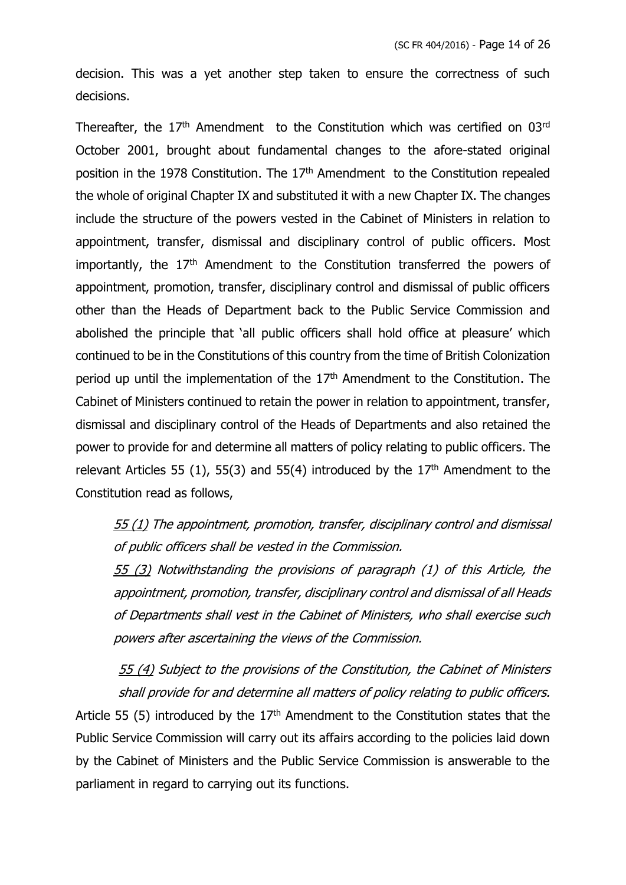decision. This was a yet another step taken to ensure the correctness of such decisions.

Thereafter, the 17th Amendment to the Constitution which was certified on 03rd October 2001, brought about fundamental changes to the afore-stated original position in the 1978 Constitution. The 17th Amendment to the Constitution repealed the whole of original Chapter IX and substituted it with a new Chapter IX. The changes include the structure of the powers vested in the Cabinet of Ministers in relation to appointment, transfer, dismissal and disciplinary control of public officers. Most importantly, the 17th Amendment to the Constitution transferred the powers of appointment, promotion, transfer, disciplinary control and dismissal of public officers other than the Heads of Department back to the Public Service Commission and abolished the principle that 'all public officers shall hold office at pleasure' which continued to be in the Constitutions of this country from the time of British Colonization period up until the implementation of the 17th Amendment to the Constitution. The Cabinet of Ministers continued to retain the power in relation to appointment, transfer, dismissal and disciplinary control of the Heads of Departments and also retained the power to provide for and determine all matters of policy relating to public officers. The relevant Articles 55 (1), 55(3) and 55(4) introduced by the 17th Amendment to the Constitution read as follows,

> *55 (1) The appointment, promotion, transfer, disciplinary control and dismissal of public officers shall be vested in the Commission.*
>
> *55 (3) Notwithstanding the provisions of paragraph (1) of this Article, the appointment, promotion, transfer, disciplinary control and dismissal of all Heads of Departments shall vest in the Cabinet of Ministers, who shall exercise such powers after ascertaining the views of the Commission.*
>
> *55 (4) Subject to the provisions of the Constitution, the Cabinet of Ministers shall provide for and determine all matters of policy relating to public officers.*

Article 55 (5) introduced by the 17th Amendment to the Constitution states that the Public Service Commission will carry out its affairs according to the policies laid down by the Cabinet of Ministers and the Public Service Commission is answerable to the parliament in regard to carrying out its functions.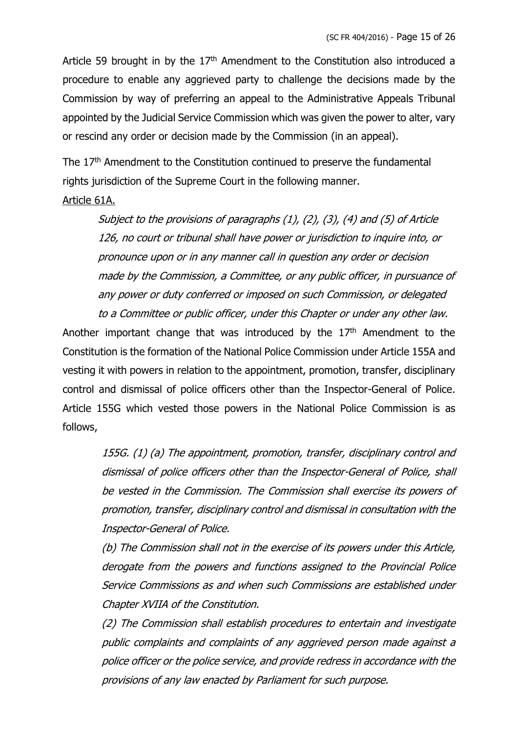Article 59 brought in by the 17th Amendment to the Constitution also introduced a procedure to enable any aggrieved party to challenge the decisions made by the Commission by way of preferring an appeal to the Administrative Appeals Tribunal appointed by the Judicial Service Commission which was given the power to alter, vary or rescind any order or decision made by the Commission (in an appeal).

The 17th Amendment to the Constitution continued to preserve the fundamental rights jurisdiction of the Supreme Court in the following manner.

<u>Article 61A.</u>

> *Subject to the provisions of paragraphs (1), (2), (3), (4) and (5) of Article 126, no court or tribunal shall have power or jurisdiction to inquire into, or pronounce upon or in any manner call in question any order or decision made by the Commission, a Committee, or any public officer, in pursuance of any power or duty conferred or imposed on such Commission, or delegated to a Committee or public officer, under this Chapter or under any other law.*

Another important change that was introduced by the 17th Amendment to the Constitution is the formation of the National Police Commission under Article 155A and vesting it with powers in relation to the appointment, promotion, transfer, disciplinary control and dismissal of police officers other than the Inspector-General of Police. Article 155G which vested those powers in the National Police Commission is as follows,

> *155G. (1) (a) The appointment, promotion, transfer, disciplinary control and dismissal of police officers other than the Inspector-General of Police, shall be vested in the Commission. The Commission shall exercise its powers of promotion, transfer, disciplinary control and dismissal in consultation with the Inspector-General of Police.*
>
> *(b) The Commission shall not in the exercise of its powers under this Article, derogate from the powers and functions assigned to the Provincial Police Service Commissions as and when such Commissions are established under Chapter XVIIA of the Constitution.*
>
> *(2) The Commission shall establish procedures to entertain and investigate public complaints and complaints of any aggrieved person made against a police officer or the police service, and provide redress in accordance with the provisions of any law enacted by Parliament for such purpose.*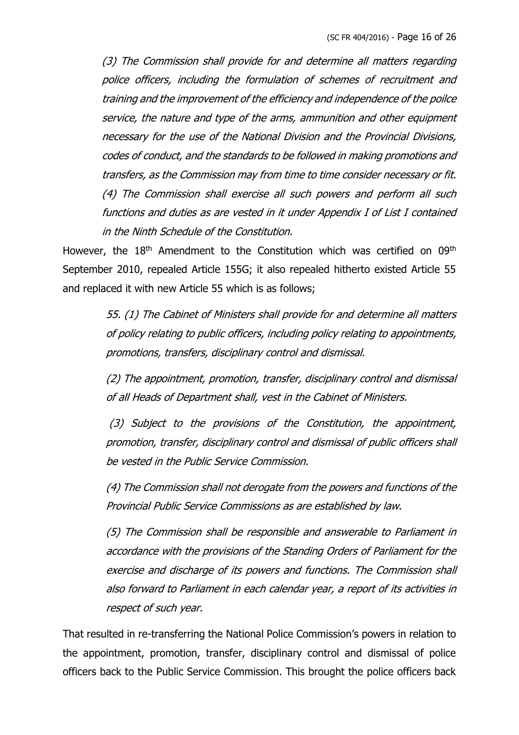*(3) The Commission shall provide for and determine all matters regarding police officers, including the formulation of schemes of recruitment and training and the improvement of the efficiency and independence of the poilce service, the nature and type of the arms, ammunition and other equipment necessary for the use of the National Division and the Provincial Divisions, codes of conduct, and the standards to be followed in making promotions and transfers, as the Commission may from time to time consider necessary or fit.*

*(4) The Commission shall exercise all such powers and perform all such functions and duties as are vested in it under Appendix I of List I contained in the Ninth Schedule of the Constitution.*

However, the 18th Amendment to the Constitution which was certified on 09th September 2010, repealed Article 155G; it also repealed hitherto existed Article 55 and replaced it with new Article 55 which is as follows;

*55. (1) The Cabinet of Ministers shall provide for and determine all matters of policy relating to public officers, including policy relating to appointments, promotions, transfers, disciplinary control and dismissal.*

*(2) The appointment, promotion, transfer, disciplinary control and dismissal of all Heads of Department shall, vest in the Cabinet of Ministers.*

*(3) Subject to the provisions of the Constitution, the appointment, promotion, transfer, disciplinary control and dismissal of public officers shall be vested in the Public Service Commission.*

*(4) The Commission shall not derogate from the powers and functions of the Provincial Public Service Commissions as are established by law.*

*(5) The Commission shall be responsible and answerable to Parliament in accordance with the provisions of the Standing Orders of Parliament for the exercise and discharge of its powers and functions. The Commission shall also forward to Parliament in each calendar year, a report of its activities in respect of such year.*

That resulted in re-transferring the National Police Commission's powers in relation to the appointment, promotion, transfer, disciplinary control and dismissal of police officers back to the Public Service Commission. This brought the police officers back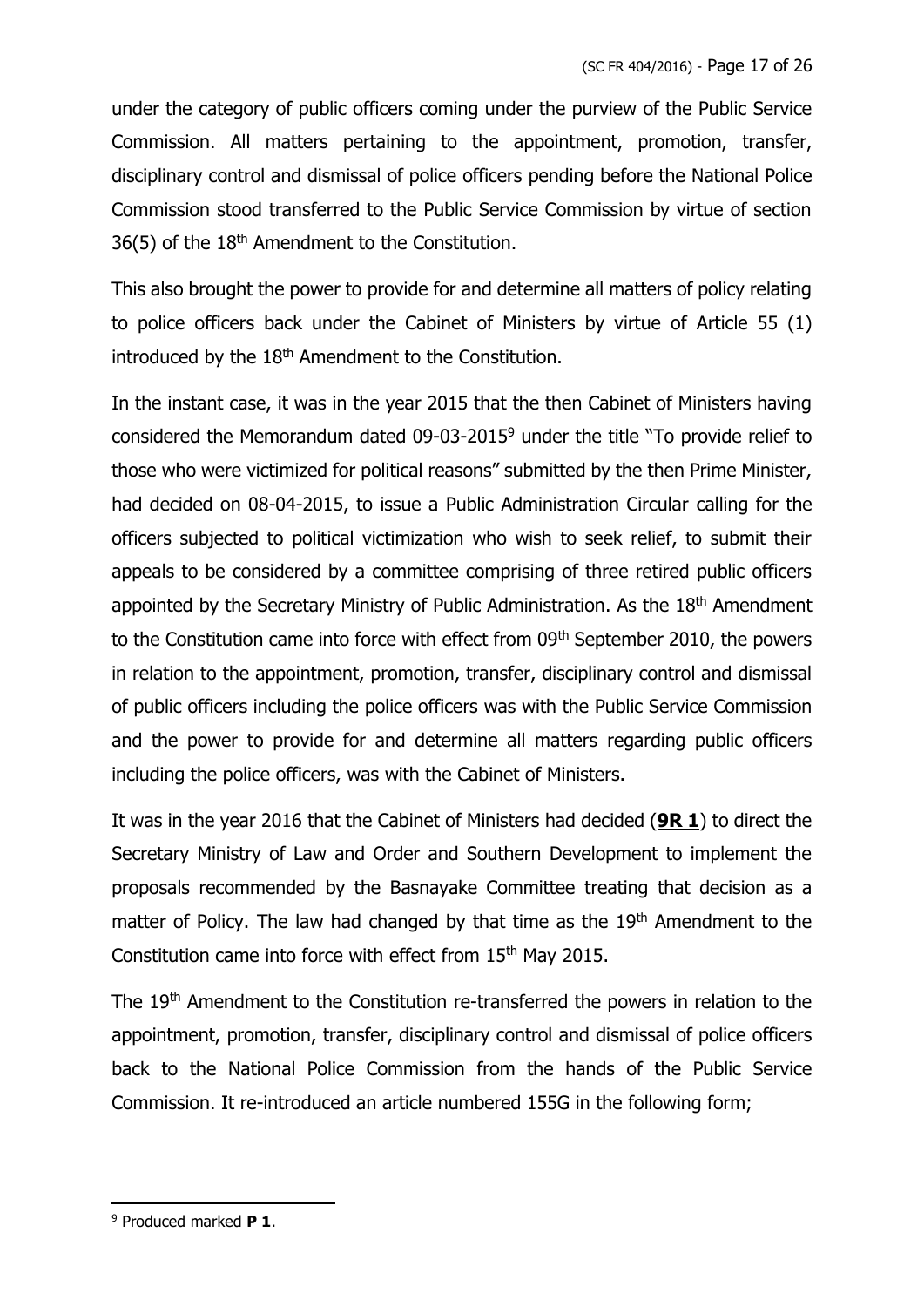under the category of public officers coming under the purview of the Public Service Commission. All matters pertaining to the appointment, promotion, transfer, disciplinary control and dismissal of police officers pending before the National Police Commission stood transferred to the Public Service Commission by virtue of section 36(5) of the 18th Amendment to the Constitution.

This also brought the power to provide for and determine all matters of policy relating to police officers back under the Cabinet of Ministers by virtue of Article 55 (1) introduced by the 18th Amendment to the Constitution.

In the instant case, it was in the year 2015 that the then Cabinet of Ministers having considered the Memorandum dated 09-03-2015[9] under the title "To provide relief to those who were victimized for political reasons" submitted by the then Prime Minister, had decided on 08-04-2015, to issue a Public Administration Circular calling for the officers subjected to political victimization who wish to seek relief, to submit their appeals to be considered by a committee comprising of three retired public officers appointed by the Secretary Ministry of Public Administration. As the 18th Amendment to the Constitution came into force with effect from 09th September 2010, the powers in relation to the appointment, promotion, transfer, disciplinary control and dismissal of public officers including the police officers was with the Public Service Commission and the power to provide for and determine all matters regarding public officers including the police officers, was with the Cabinet of Ministers.

It was in the year 2016 that the Cabinet of Ministers had decided (**9R 1**) to direct the Secretary Ministry of Law and Order and Southern Development to implement the proposals recommended by the Basnayake Committee treating that decision as a matter of Policy. The law had changed by that time as the 19th Amendment to the Constitution came into force with effect from 15th May 2015.

The 19th Amendment to the Constitution re-transferred the powers in relation to the appointment, promotion, transfer, disciplinary control and dismissal of police officers back to the National Police Commission from the hands of the Public Service Commission. It re-introduced an article numbered 155G in the following form;

---

[9] Produced marked **P 1**.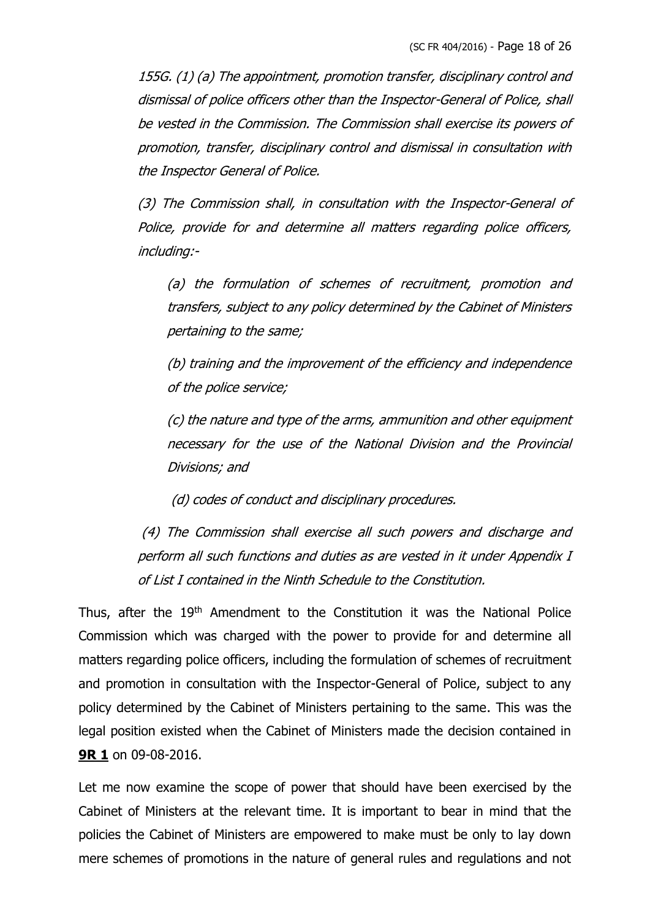*155G. (1) (a) The appointment, promotion transfer, disciplinary control and dismissal of police officers other than the Inspector-General of Police, shall be vested in the Commission. The Commission shall exercise its powers of promotion, transfer, disciplinary control and dismissal in consultation with the Inspector General of Police.*

*(3) The Commission shall, in consultation with the Inspector-General of Police, provide for and determine all matters regarding police officers, including:-*

*(a) the formulation of schemes of recruitment, promotion and transfers, subject to any policy determined by the Cabinet of Ministers pertaining to the same;*

*(b) training and the improvement of the efficiency and independence of the police service;*

*(c) the nature and type of the arms, ammunition and other equipment necessary for the use of the National Division and the Provincial Divisions; and*

*(d) codes of conduct and disciplinary procedures.*

*(4) The Commission shall exercise all such powers and discharge and perform all such functions and duties as are vested in it under Appendix I of List I contained in the Ninth Schedule to the Constitution.*

Thus, after the 19th Amendment to the Constitution it was the National Police Commission which was charged with the power to provide for and determine all matters regarding police officers, including the formulation of schemes of recruitment and promotion in consultation with the Inspector-General of Police, subject to any policy determined by the Cabinet of Ministers pertaining to the same. This was the legal position existed when the Cabinet of Ministers made the decision contained in **9R 1** on 09-08-2016.

Let me now examine the scope of power that should have been exercised by the Cabinet of Ministers at the relevant time. It is important to bear in mind that the policies the Cabinet of Ministers are empowered to make must be only to lay down mere schemes of promotions in the nature of general rules and regulations and not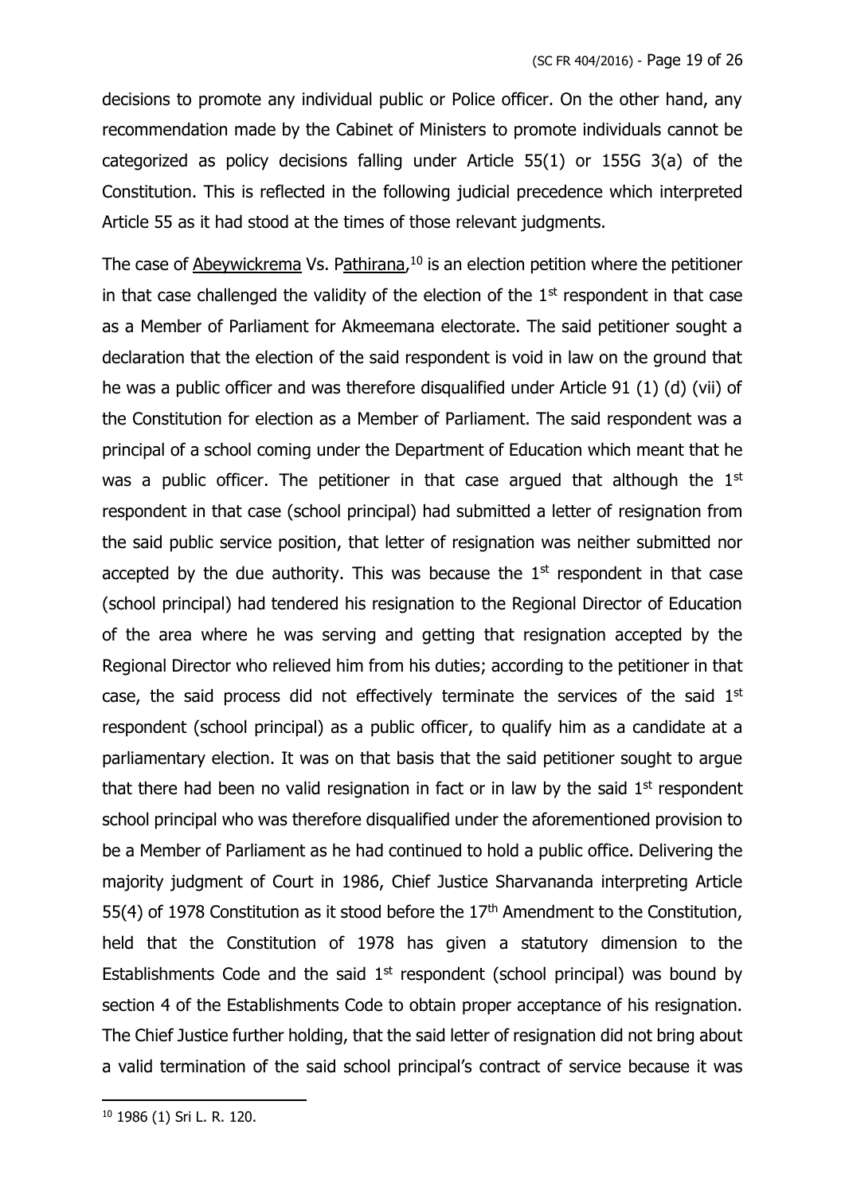decisions to promote any individual public or Police officer. On the other hand, any recommendation made by the Cabinet of Ministers to promote individuals cannot be categorized as policy decisions falling under Article 55(1) or 155G 3(a) of the Constitution. This is reflected in the following judicial precedence which interpreted Article 55 as it had stood at the times of those relevant judgments.

The case of Abeywickrema Vs. Pathirana,[10] is an election petition where the petitioner in that case challenged the validity of the election of the 1st respondent in that case as a Member of Parliament for Akmeemana electorate. The said petitioner sought a declaration that the election of the said respondent is void in law on the ground that he was a public officer and was therefore disqualified under Article 91 (1) (d) (vii) of the Constitution for election as a Member of Parliament. The said respondent was a principal of a school coming under the Department of Education which meant that he was a public officer. The petitioner in that case argued that although the 1st respondent in that case (school principal) had submitted a letter of resignation from the said public service position, that letter of resignation was neither submitted nor accepted by the due authority. This was because the 1st respondent in that case (school principal) had tendered his resignation to the Regional Director of Education of the area where he was serving and getting that resignation accepted by the Regional Director who relieved him from his duties; according to the petitioner in that case, the said process did not effectively terminate the services of the said 1st respondent (school principal) as a public officer, to qualify him as a candidate at a parliamentary election. It was on that basis that the said petitioner sought to argue that there had been no valid resignation in fact or in law by the said 1st respondent school principal who was therefore disqualified under the aforementioned provision to be a Member of Parliament as he had continued to hold a public office. Delivering the majority judgment of Court in 1986, Chief Justice Sharvananda interpreting Article 55(4) of 1978 Constitution as it stood before the 17th Amendment to the Constitution, held that the Constitution of 1978 has given a statutory dimension to the Establishments Code and the said 1st respondent (school principal) was bound by section 4 of the Establishments Code to obtain proper acceptance of his resignation. The Chief Justice further holding, that the said letter of resignation did not bring about a valid termination of the said school principal's contract of service because it was

[10] 1986 (1) Sri L. R. 120.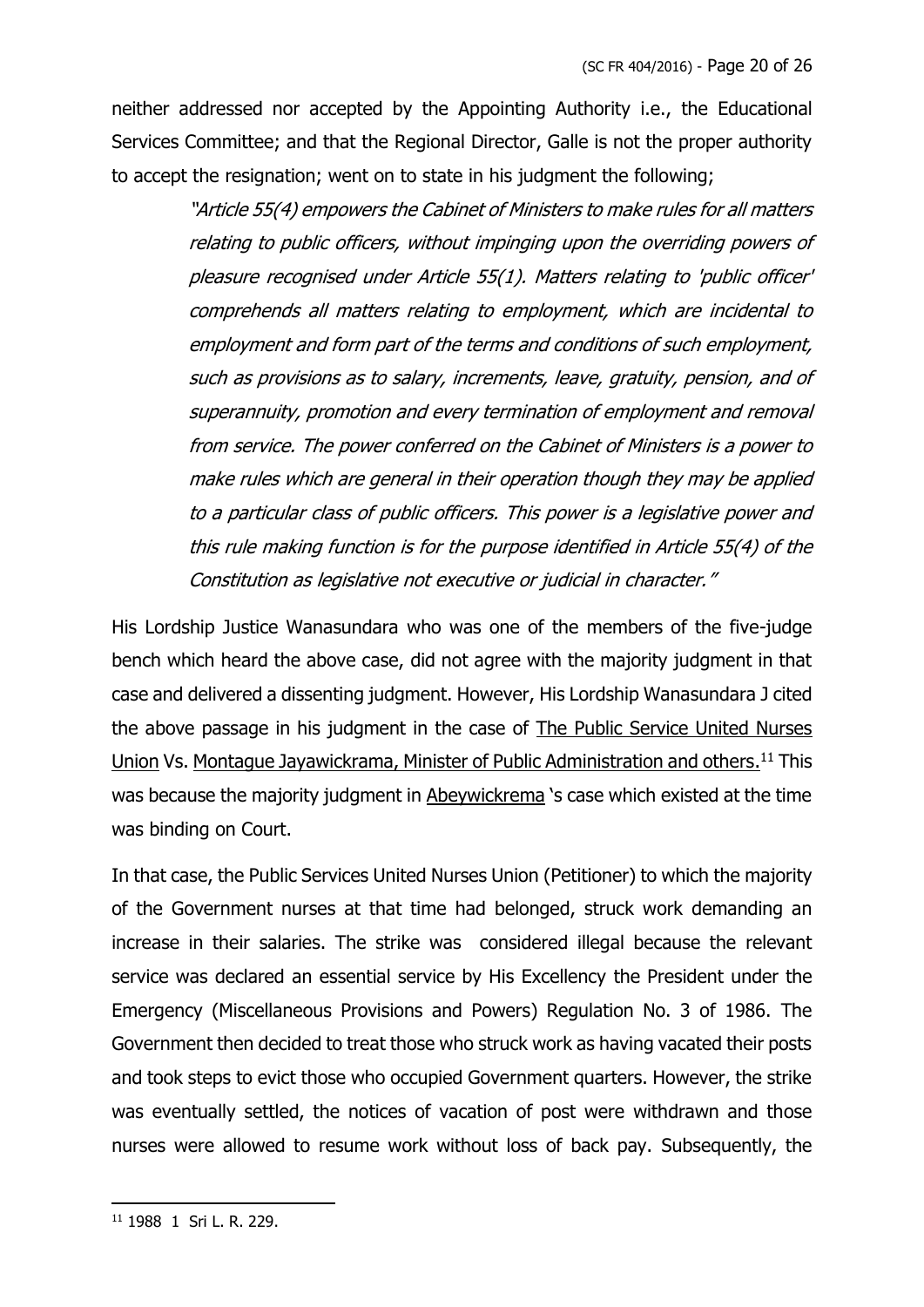neither addressed nor accepted by the Appointing Authority i.e., the Educational Services Committee; and that the Regional Director, Galle is not the proper authority to accept the resignation; went on to state in his judgment the following;

> *"Article 55(4) empowers the Cabinet of Ministers to make rules for all matters relating to public officers, without impinging upon the overriding powers of pleasure recognised under Article 55(1). Matters relating to 'public officer' comprehends all matters relating to employment, which are incidental to employment and form part of the terms and conditions of such employment, such as provisions as to salary, increments, leave, gratuity, pension, and of superannuity, promotion and every termination of employment and removal from service. The power conferred on the Cabinet of Ministers is a power to make rules which are general in their operation though they may be applied to a particular class of public officers. This power is a legislative power and this rule making function is for the purpose identified in Article 55(4) of the Constitution as legislative not executive or judicial in character."*

His Lordship Justice Wanasundara who was one of the members of the five-judge bench which heard the above case, did not agree with the majority judgment in that case and delivered a dissenting judgment. However, His Lordship Wanasundara J cited the above passage in his judgment in the case of <u>The Public Service United Nurses Union</u> Vs. <u>Montague Jayawickrama, Minister of Public Administration and others.</u>[11] This was because the majority judgment in <u>Abeywickrema</u> 's case which existed at the time was binding on Court.

In that case, the Public Services United Nurses Union (Petitioner) to which the majority of the Government nurses at that time had belonged, struck work demanding an increase in their salaries. The strike was considered illegal because the relevant service was declared an essential service by His Excellency the President under the Emergency (Miscellaneous Provisions and Powers) Regulation No. 3 of 1986. The Government then decided to treat those who struck work as having vacated their posts and took steps to evict those who occupied Government quarters. However, the strike was eventually settled, the notices of vacation of post were withdrawn and those nurses were allowed to resume work without loss of back pay. Subsequently, the

---

[11] 1988 1 Sri L. R. 229.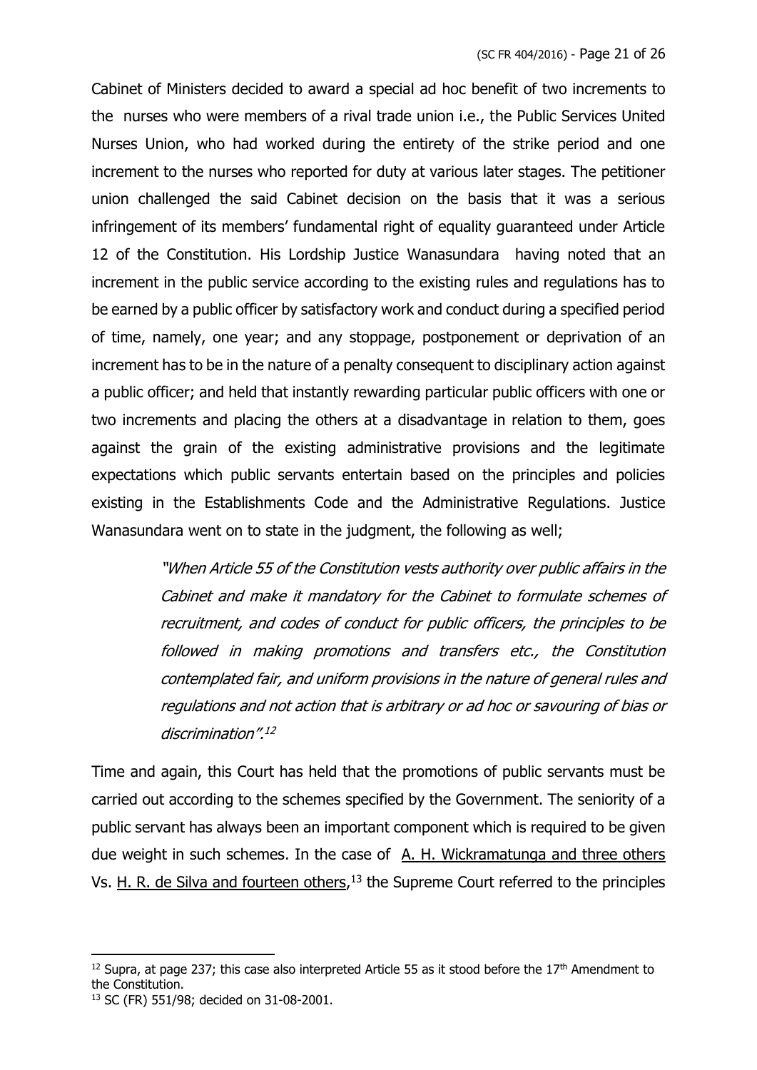Cabinet of Ministers decided to award a special ad hoc benefit of two increments to the nurses who were members of a rival trade union i.e., the Public Services United Nurses Union, who had worked during the entirety of the strike period and one increment to the nurses who reported for duty at various later stages. The petitioner union challenged the said Cabinet decision on the basis that it was a serious infringement of its members' fundamental right of equality guaranteed under Article 12 of the Constitution. His Lordship Justice Wanasundara having noted that an increment in the public service according to the existing rules and regulations has to be earned by a public officer by satisfactory work and conduct during a specified period of time, namely, one year; and any stoppage, postponement or deprivation of an increment has to be in the nature of a penalty consequent to disciplinary action against a public officer; and held that instantly rewarding particular public officers with one or two increments and placing the others at a disadvantage in relation to them, goes against the grain of the existing administrative provisions and the legitimate expectations which public servants entertain based on the principles and policies existing in the Establishments Code and the Administrative Regulations. Justice Wanasundara went on to state in the judgment, the following as well;

> *"When Article 55 of the Constitution vests authority over public affairs in the Cabinet and make it mandatory for the Cabinet to formulate schemes of recruitment, and codes of conduct for public officers, the principles to be followed in making promotions and transfers etc., the Constitution contemplated fair, and uniform provisions in the nature of general rules and regulations and not action that is arbitrary or ad hoc or savouring of bias or discrimination".*[12]

Time and again, this Court has held that the promotions of public servants must be carried out according to the schemes specified by the Government. The seniority of a public servant has always been an important component which is required to be given due weight in such schemes. In the case of A. H. Wickramatunga and three others Vs. H. R. de Silva and fourteen others,[13] the Supreme Court referred to the principles

---

[12] Supra, at page 237; this case also interpreted Article 55 as it stood before the 17th Amendment to the Constitution.

[13] SC (FR) 551/98; decided on 31-08-2001.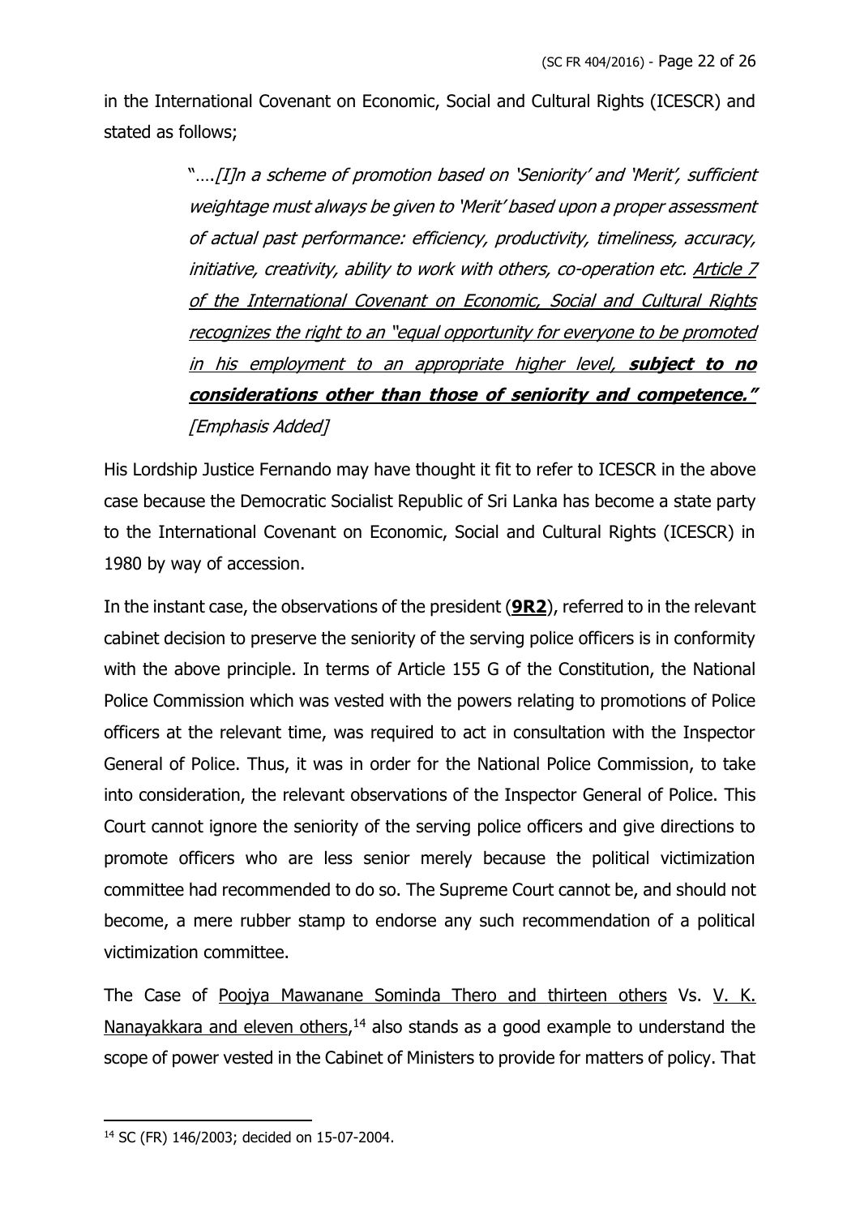in the International Covenant on Economic, Social and Cultural Rights (ICESCR) and stated as follows;

> "….*[I]n a scheme of promotion based on 'Seniority' and 'Merit', sufficient weightage must always be given to 'Merit' based upon a proper assessment of actual past performance: efficiency, productivity, timeliness, accuracy, initiative, creativity, ability to work with others, co-operation etc. <u>Article 7 of the International Covenant on Economic, Social and Cultural Rights recognizes the right to an "equal opportunity for everyone to be promoted in his employment to an appropriate higher level,</u> **<u>subject to no considerations other than those of seniority and competence."</u>** [Emphasis Added]*

His Lordship Justice Fernando may have thought it fit to refer to ICESCR in the above case because the Democratic Socialist Republic of Sri Lanka has become a state party to the International Covenant on Economic, Social and Cultural Rights (ICESCR) in 1980 by way of accession.

In the instant case, the observations of the president (**<u>9R2</u>**), referred to in the relevant cabinet decision to preserve the seniority of the serving police officers is in conformity with the above principle. In terms of Article 155 G of the Constitution, the National Police Commission which was vested with the powers relating to promotions of Police officers at the relevant time, was required to act in consultation with the Inspector General of Police. Thus, it was in order for the National Police Commission, to take into consideration, the relevant observations of the Inspector General of Police. This Court cannot ignore the seniority of the serving police officers and give directions to promote officers who are less senior merely because the political victimization committee had recommended to do so. The Supreme Court cannot be, and should not become, a mere rubber stamp to endorse any such recommendation of a political victimization committee.

The Case of <u>Poojya Mawanane Sominda Thero and thirteen others</u> Vs. <u>V. K. Nanayakkara and eleven others</u>,[14] also stands as a good example to understand the scope of power vested in the Cabinet of Ministers to provide for matters of policy. That

---

[14] SC (FR) 146/2003; decided on 15-07-2004.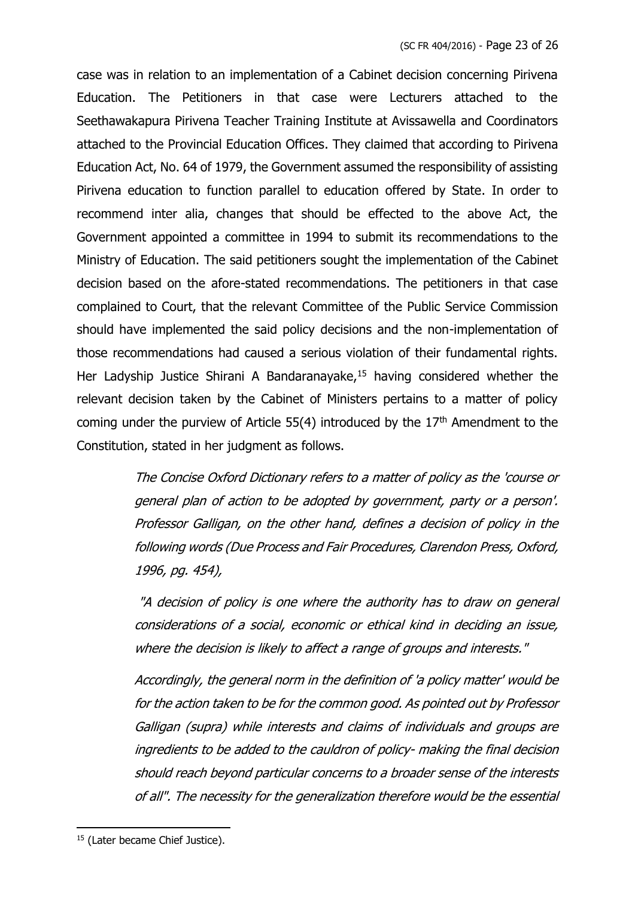case was in relation to an implementation of a Cabinet decision concerning Pirivena Education. The Petitioners in that case were Lecturers attached to the Seethawakapura Pirivena Teacher Training Institute at Avissawella and Coordinators attached to the Provincial Education Offices. They claimed that according to Pirivena Education Act, No. 64 of 1979, the Government assumed the responsibility of assisting Pirivena education to function parallel to education offered by State. In order to recommend inter alia, changes that should be effected to the above Act, the Government appointed a committee in 1994 to submit its recommendations to the Ministry of Education. The said petitioners sought the implementation of the Cabinet decision based on the afore-stated recommendations. The petitioners in that case complained to Court, that the relevant Committee of the Public Service Commission should have implemented the said policy decisions and the non-implementation of those recommendations had caused a serious violation of their fundamental rights. Her Ladyship Justice Shirani A Bandaranayake,[15] having considered whether the relevant decision taken by the Cabinet of Ministers pertains to a matter of policy coming under the purview of Article 55(4) introduced by the 17th Amendment to the Constitution, stated in her judgment as follows.

> *The Concise Oxford Dictionary refers to a matter of policy as the 'course or general plan of action to be adopted by government, party or a person'. Professor Galligan, on the other hand, defines a decision of policy in the following words (Due Process and Fair Procedures, Clarendon Press, Oxford, 1996, pg. 454),*
>
> *"A decision of policy is one where the authority has to draw on general considerations of a social, economic or ethical kind in deciding an issue, where the decision is likely to affect a range of groups and interests."*
>
> *Accordingly, the general norm in the definition of 'a policy matter' would be for the action taken to be for the common good. As pointed out by Professor Galligan (supra) while interests and claims of individuals and groups are ingredients to be added to the cauldron of policy- making the final decision should reach beyond particular concerns to a broader sense of the interests of all". The necessity for the generalization therefore would be the essential*

[15] (Later became Chief Justice).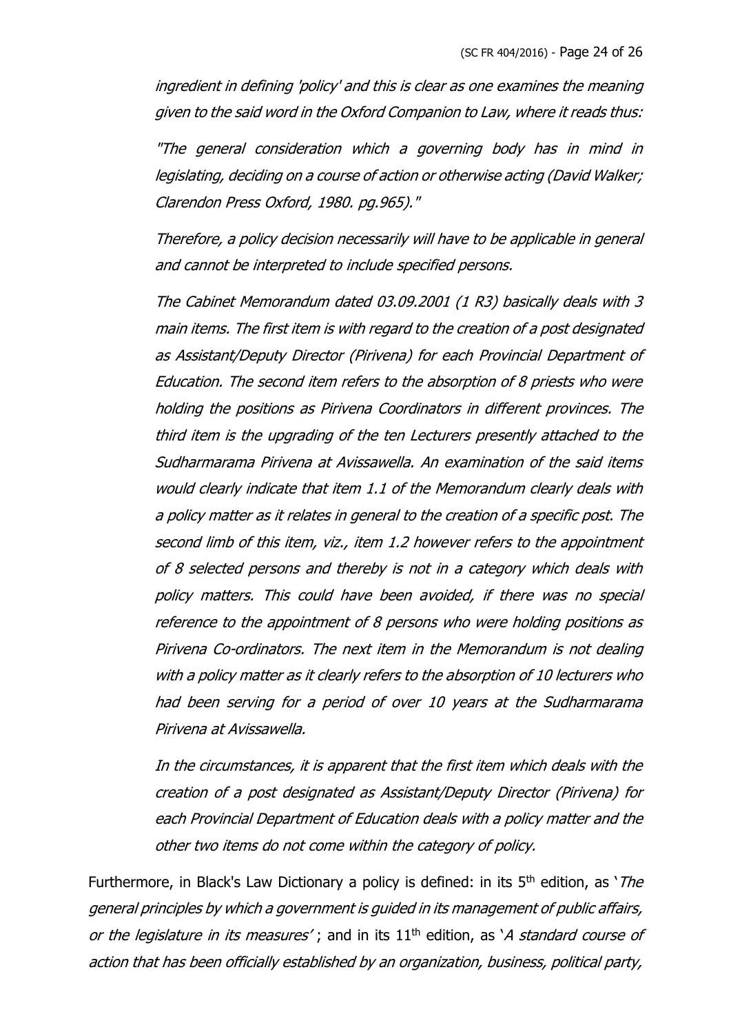*ingredient in defining 'policy' and this is clear as one examines the meaning given to the said word in the Oxford Companion to Law, where it reads thus:*

*"The general consideration which a governing body has in mind in legislating, deciding on a course of action or otherwise acting (David Walker; Clarendon Press Oxford, 1980. pg.965)."*

*Therefore, a policy decision necessarily will have to be applicable in general and cannot be interpreted to include specified persons.*

*The Cabinet Memorandum dated 03.09.2001 (1 R3) basically deals with 3 main items. The first item is with regard to the creation of a post designated as Assistant/Deputy Director (Pirivena) for each Provincial Department of Education. The second item refers to the absorption of 8 priests who were holding the positions as Pirivena Coordinators in different provinces. The third item is the upgrading of the ten Lecturers presently attached to the Sudharmarama Pirivena at Avissawella. An examination of the said items would clearly indicate that item 1.1 of the Memorandum clearly deals with a policy matter as it relates in general to the creation of a specific post. The second limb of this item, viz., item 1.2 however refers to the appointment of 8 selected persons and thereby is not in a category which deals with policy matters. This could have been avoided, if there was no special reference to the appointment of 8 persons who were holding positions as Pirivena Co-ordinators. The next item in the Memorandum is not dealing with a policy matter as it clearly refers to the absorption of 10 lecturers who had been serving for a period of over 10 years at the Sudharmarama Pirivena at Avissawella.*

*In the circumstances, it is apparent that the first item which deals with the creation of a post designated as Assistant/Deputy Director (Pirivena) for each Provincial Department of Education deals with a policy matter and the other two items do not come within the category of policy.*

Furthermore, in Black's Law Dictionary a policy is defined: in its 5th edition, as '*The general principles by which a government is guided in its management of public affairs, or the legislature in its measures*' ; and in its 11th edition, as '*A standard course of action that has been officially established by an organization, business, political party,*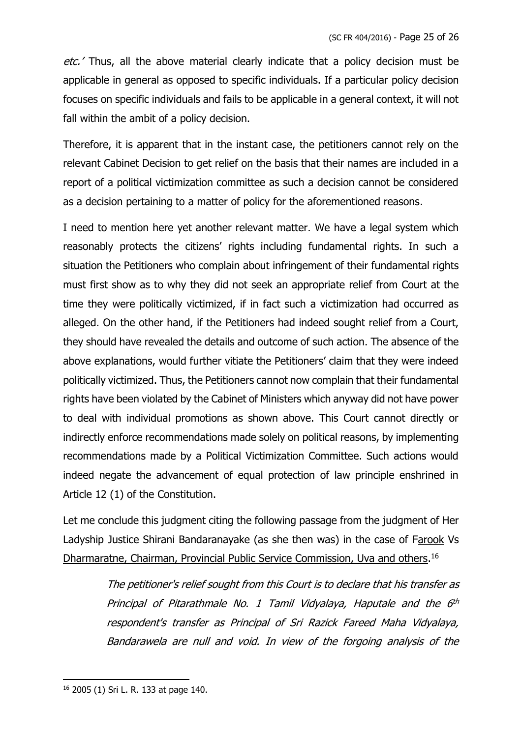*etc.'* Thus, all the above material clearly indicate that a policy decision must be applicable in general as opposed to specific individuals. If a particular policy decision focuses on specific individuals and fails to be applicable in a general context, it will not fall within the ambit of a policy decision.

Therefore, it is apparent that in the instant case, the petitioners cannot rely on the relevant Cabinet Decision to get relief on the basis that their names are included in a report of a political victimization committee as such a decision cannot be considered as a decision pertaining to a matter of policy for the aforementioned reasons.

I need to mention here yet another relevant matter. We have a legal system which reasonably protects the citizens' rights including fundamental rights. In such a situation the Petitioners who complain about infringement of their fundamental rights must first show as to why they did not seek an appropriate relief from Court at the time they were politically victimized, if in fact such a victimization had occurred as alleged. On the other hand, if the Petitioners had indeed sought relief from a Court, they should have revealed the details and outcome of such action. The absence of the above explanations, would further vitiate the Petitioners' claim that they were indeed politically victimized. Thus, the Petitioners cannot now complain that their fundamental rights have been violated by the Cabinet of Ministers which anyway did not have power to deal with individual promotions as shown above. This Court cannot directly or indirectly enforce recommendations made solely on political reasons, by implementing recommendations made by a Political Victimization Committee. Such actions would indeed negate the advancement of equal protection of law principle enshrined in Article 12 (1) of the Constitution.

Let me conclude this judgment citing the following passage from the judgment of Her Ladyship Justice Shirani Bandaranayake (as she then was) in the case of Farook Vs Dharmaratne, Chairman, Provincial Public Service Commission, Uva and others.[16]

> *The petitioner's relief sought from this Court is to declare that his transfer as Principal of Pitarathmale No. 1 Tamil Vidyalaya, Haputale and the 6th respondent's transfer as Principal of Sri Razick Fareed Maha Vidyalaya, Bandarawela are null and void. In view of the forgoing analysis of the*

---

[16] 2005 (1) Sri L. R. 133 at page 140.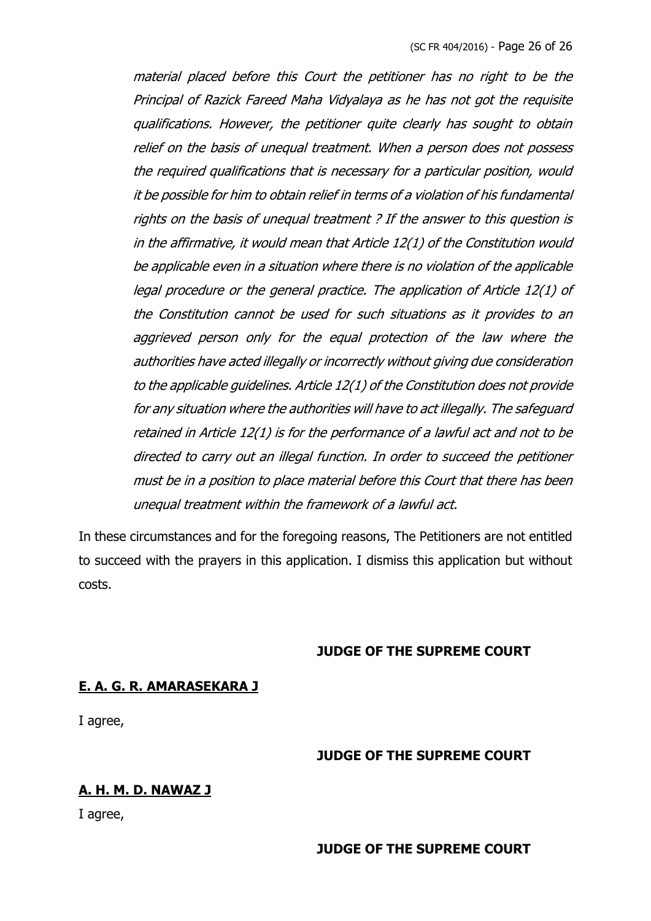*material placed before this Court the petitioner has no right to be the Principal of Razick Fareed Maha Vidyalaya as he has not got the requisite qualifications. However, the petitioner quite clearly has sought to obtain relief on the basis of unequal treatment. When a person does not possess the required qualifications that is necessary for a particular position, would it be possible for him to obtain relief in terms of a violation of his fundamental rights on the basis of unequal treatment ? If the answer to this question is in the affirmative, it would mean that Article 12(1) of the Constitution would be applicable even in a situation where there is no violation of the applicable legal procedure or the general practice. The application of Article 12(1) of the Constitution cannot be used for such situations as it provides to an aggrieved person only for the equal protection of the law where the authorities have acted illegally or incorrectly without giving due consideration to the applicable guidelines. Article 12(1) of the Constitution does not provide for any situation where the authorities will have to act illegally. The safeguard retained in Article 12(1) is for the performance of a lawful act and not to be directed to carry out an illegal function. In order to succeed the petitioner must be in a position to place material before this Court that there has been unequal treatment within the framework of a lawful act.*

In these circumstances and for the foregoing reasons, The Petitioners are not entitled to succeed with the prayers in this application. I dismiss this application but without costs.

**JUDGE OF THE SUPREME COURT**

**E. A. G. R. AMARASEKARA J**

I agree,

**JUDGE OF THE SUPREME COURT**

**A. H. M. D. NAWAZ J**

I agree,

**JUDGE OF THE SUPREME COURT**